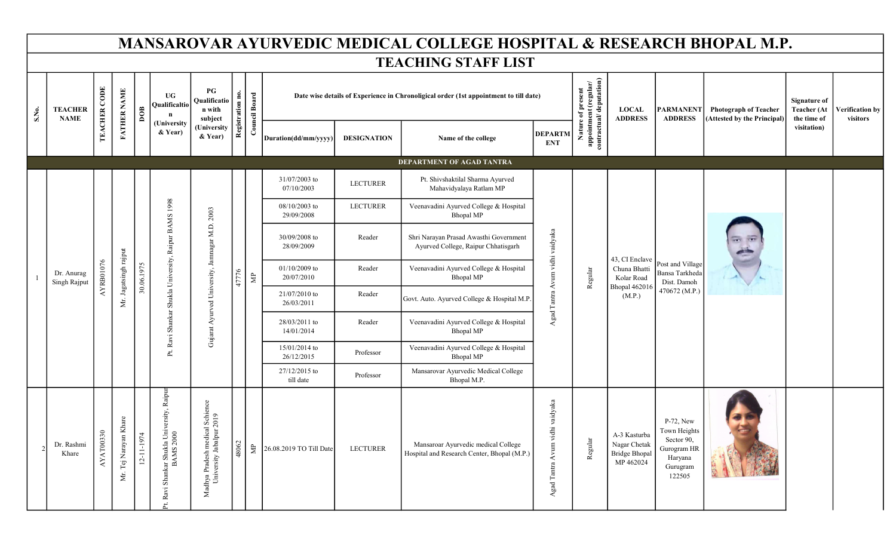# MANSAROVAR AYURVEDIC MEDICAL COLLEGE HOSPITAL & RESEARCH BHOPAL M.P.

## TEACHING STAFF LIST

| S.No. | TEACHER NAME | TEACHER CODE | FATHER NAME | DOB | UG Qualificaltion (University & Year) | PG Qualification with subject (University & Year) | Registration no. | Council Board | Date wise details of Experience in Chronological order (1st appointment to till date) | | | | Nature of present appointment (regular/ contractual/ deputation) | LOCAL ADDRESS | PARMANENT ADDRESS | Photograph of Teacher (Attested by the Principal) | Signature of Teacher (At the time of visitation) | Verification by visitors |
|---|---|---|---|---|---|---|---|---|---|---|---|---|---|---|---|---|---|---|
| | | | | | | | | | Duration(dd/mm/yyyy) | DESIGNATION | Name of the college | DEPARTMENT | | | | | | |
| **DEPARTMENT OF AGAD TANTRA** | | | | | | | | | | | | | | | | | | |
| 1 | Dr. Anurag Singh Rajput | AYRB01076 | Mr. Jagatsingh rajput | 30.06.1975 | Pt. Ravi Shankar Shukla University, Raipur BAMS 1998 | Gujarat Ayurved University, Jamnagar M.D. 2003 | 47776 | MP | 31/07/2003 to 07/10/2003 | LECTURER | Pt. Shivshaktilal Sharma Ayurved Mahavidyalaya Ratlam MP | Agad Tantra Avum vidhi vaidyaka | Regular | 43, CI Enclave Chuna Bhatti Kolar Road Bhopal 462016 (M.P.) | Post and Village Bansa Tarkheda Dist. Damoh 470672 (M.P.) | | | |
| | | | | | | | | | 08/10/2003 to 29/09/2008 | LECTURER | Veenavadini Ayurved College & Hospital Bhopal MP | | | | | | | |
| | | | | | | | | | 30/09/2008 to 28/09/2009 | Reader | Shri Narayan Prasad Awasthi Government Ayurved College, Raipur Chhatisgarh | | | | | | | |
| | | | | | | | | | 01/10/2009 to 20/07/2010 | Reader | Veenavadini Ayurved College & Hospital Bhopal MP | | | | | | | |
| | | | | | | | | | 21/07/2010 to 26/03/2011 | Reader | Govt. Auto. Ayurved College & Hospital M.P. | | | | | | | |
| | | | | | | | | | 28/03/2011 to 14/01/2014 | Reader | Veenavadini Ayurved College & Hospital Bhopal MP | | | | | | | |
| | | | | | | | | | 15/01/2014 to 26/12/2015 | Professor | Veenavadini Ayurved College & Hospital Bhopal MP | | | | | | | |
| | | | | | | | | | 27/12/2015 to till date | Professor | Mansarovar Ayurvedic Medical College Bhopal M.P. | | | | | | | |
| 2 | Dr. Rashmi Khare | AYAT00330 | Mr. Tej Narayan Khare | 12-11-1974 | Pt. Ravi Shankar Shukla University, Raipur BAMS 2000 | Madhya Pradesh medical Schience University Jabalpur 2019 | 48062 | MP | 26.08.2019 TO Till Date | LECTURER | Mansaroar Ayurvedic medical College Hospital and Research Center, Bhopal (M.P.) | Agad Tantra Avum vidhi vaidyaka | Regular | A-3 Kasturba Nagar Chetak Bridge Bhopal MP 462024 | P-72, New Town Heights Sector 90, Gurogram HR Haryana Gurugram 122505 | | | |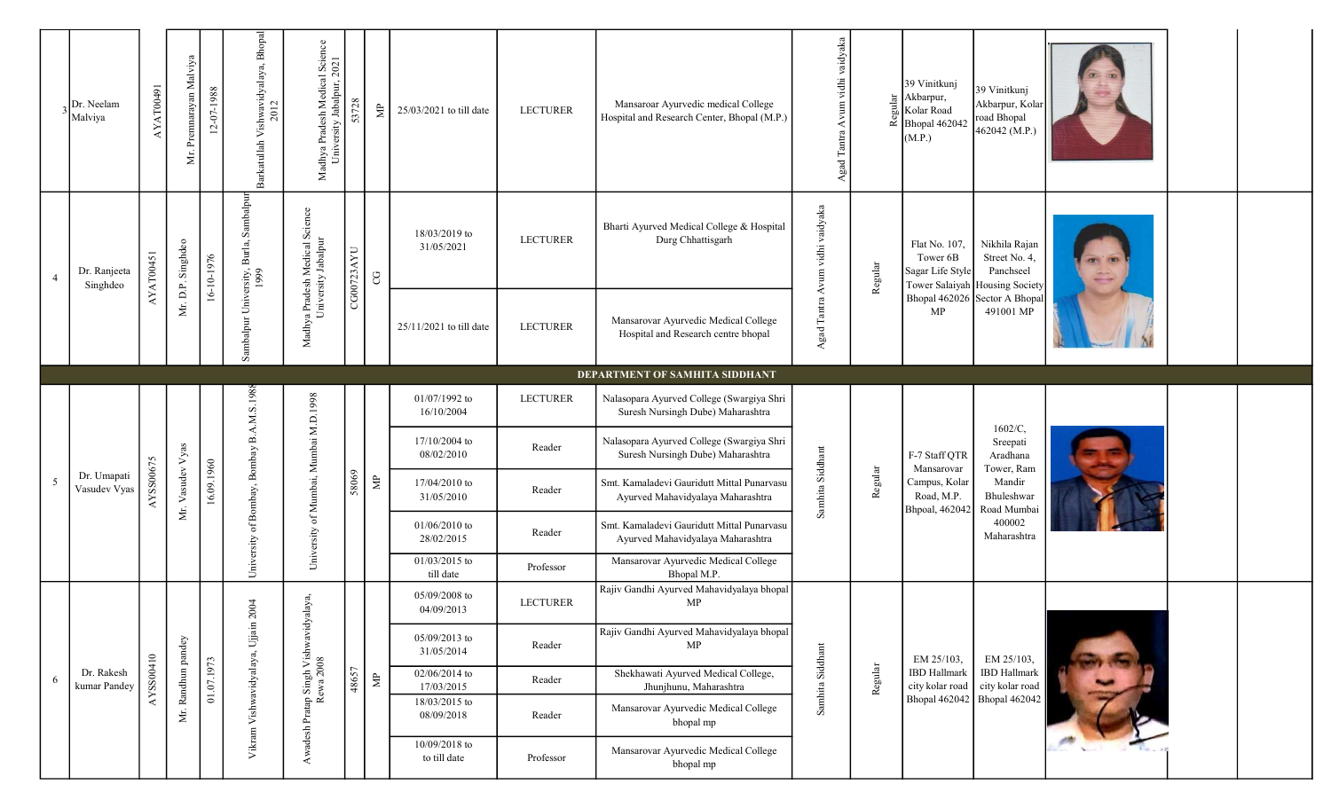| | | | | | | | | | | | | | | | | | | |
|---|---|---|---|---|---|---|---|---|---|---|---|---|---|---|---|---|---|---|
| 3 | Dr. Neelam Malviya | AYAT00491 | Mr. Premnarayan Malviya | 12-07-1988 | Barkatullah Vishwavidyalaya, Bhopal 2012 | Madhya Pradesh Medical Science University Jabalpur, 2021 | 53728 | MP | 25/03/2021 to till date | LECTURER | Mansaroar Ayurvedic medical College Hospital and Research Center, Bhopal (M.P.) | Agad Tantra Avum vidhi vaidyaka | Regular | 39 Vinitkunj Akbarpur, Kolar Road Bhopal 462042 (M.P.) | 39 Vinitkunj Akbarpur, Kolar road Bhopal 462042 (M.P.) | | | |
| 4 | Dr. Ranjeeta Singhdeo | AYAT00451 | Mr. D.P. Singhdeo | 16-10-1976 | Sambalpur University, Burla, Sambalpur 1999 | Madhya Pradesh Medical Science University Jabalpur | CG00723AYU | CG | 18/03/2019 to 31/05/2021 | LECTURER | Bharti Ayurved Medical College & Hospital Durg Chhattisgarh | Agad Tantra Avum vidhi vaidyaka | Regular | Flat No. 107, Tower 6B Sagar Life Style Tower Salaiyah Bhopal 462026 MP | Nikhila Rajan Street No. 4, Panchseel Housing Society Sector A Bhopal 491001 MP | | | |
| | | | | | | | | | 25/11/2021 to till date | LECTURER | Mansarovar Ayurvedic Medical College Hospital and Research centre bhopal | | | | | | | |
| **DEPARTMENT OF SAMHITA SIDDHANT** | | | | | | | | | | | | | | | | | | |
| 5 | Dr. Umapati Vasudev Vyas | AYSS00675 | Mr. Vasudev Vyas | 16.09.1960 | University of Bombay, Bombay B.A.M.S.1988 | University of Mumbai, Mumbai M.D.1998 | 58069 | MP | 01/07/1992 to 16/10/2004 | LECTURER | Nalasopara Ayurved College (Swargiya Shri Suresh Nursingh Dube) Maharashtra | Samhita Siddhant | Regular | F-7 Staff QTR Mansarovar Campus, Kolar Road, M.P. Bhpoal, 462042 | 1602/C, Sreepati Aradhana Tower, Ram Mandir Bhuleshwar Road Mumbai 400002 Maharashtra | | | |
| | | | | | | | | | 17/10/2004 to 08/02/2010 | Reader | Nalasopara Ayurved College (Swargiya Shri Suresh Nursingh Dube) Maharashtra | | | | | | | |
| | | | | | | | | | 17/04/2010 to 31/05/2010 | Reader | Smt. Kamaladevi Gauridutt Mittal Punarvasu Ayurved Mahavidyalaya Maharashtra | | | | | | | |
| | | | | | | | | | 01/06/2010 to 28/02/2015 | Reader | Smt. Kamaladevi Gauridutt Mittal Punarvasu Ayurved Mahavidyalaya Maharashtra | | | | | | | |
| | | | | | | | | | 01/03/2015 to till date | Professor | Mansarovar Ayurvedic Medical College Bhopal M.P. | | | | | | | |
| 6 | Dr. Rakesh kumar Pandey | AYSS00410 | Mr. Randhun pandey | 01.07.1973 | Vikram Vishwavidyalaya, Ujjain 2004 | Awadesh Pratap Singh Vishwavidyalaya, Rewa 2008 | 48657 | MP | 05/09/2008 to 04/09/2013 | LECTURER | Rajiv Gandhi Ayurved Mahavidyalaya bhopal MP | Samhita Siddhant | Regular | EM 25/103, IBD Hallmark city kolar road Bhopal 462042 | EM 25/103, IBD Hallmark city kolar road Bhopal 462042 | | | |
| | | | | | | | | | 05/09/2013 to 31/05/2014 | Reader | Rajiv Gandhi Ayurved Mahavidyalaya bhopal MP | | | | | | | |
| | | | | | | | | | 02/06/2014 to 17/03/2015 | Reader | Shekhawati Ayurved Medical College, Jhunjhunu, Maharashtra | | | | | | | |
| | | | | | | | | | 18/03/2015 to 08/09/2018 | Reader | Mansarovar Ayurvedic Medical College bhopal mp | | | | | | | |
| | | | | | | | | | 10/09/2018 to to till date | Professor | Mansarovar Ayurvedic Medical College bhopal mp | | | | | | | |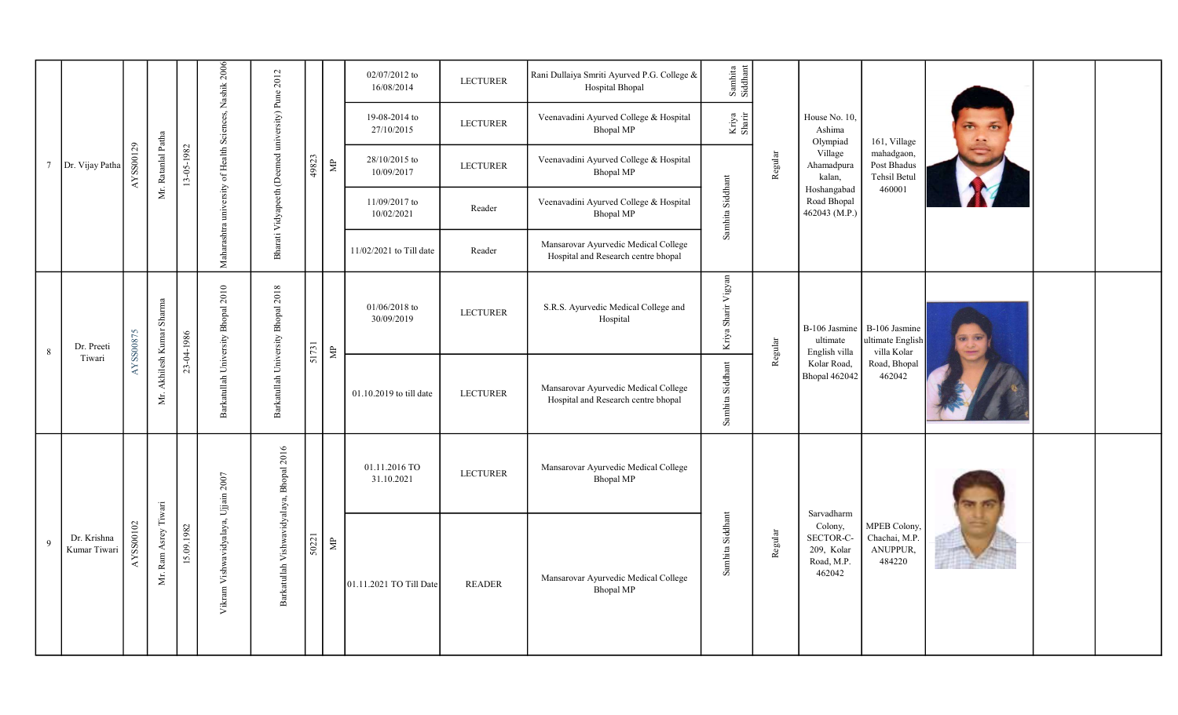| 7 | Dr. Vijay Patha | AYSS00129 | Mr. Ratanlal Patha | 13-05-1982 | Maharashtra university of Health Sciences, Nashik 2006 | Bharati Vidyapeeth (Deemed university) Pune 2012 | 49823 | MP | 02/07/2012 to 16/08/2014 | LECTURER | Rani Dullaiya Smriti Ayurved P.G. College & Hospital Bhopal | Samhita Siddhant | Regular | House No. 10, Ashima Olympiad Village Ahamadpura kalan, Hoshangabad Road Bhopal 462043 (M.P.) | 161, Village mahadgaon, Post Bhadus Tehsil Betul 460001 | | | |
|---|---|---|---|---|---|---|---|---|---|---|---|---|---|---|---|---|---|---|
| | | | | | | | | | 19-08-2014 to 27/10/2015 | LECTURER | Veenavadini Ayurved College & Hospital Bhopal MP | Kriya Sharir | | | | | | |
| | | | | | | | | | 28/10/2015 to 10/09/2017 | LECTURER | Veenavadini Ayurved College & Hospital Bhopal MP | Samhita Siddhant | | | | | | |
| | | | | | | | | | 11/09/2017 to 10/02/2021 | Reader | Veenavadini Ayurved College & Hospital Bhopal MP | | | | | | | |
| | | | | | | | | | 11/02/2021 to Till date | Reader | Mansarovar Ayurvedic Medical College Hospital and Research centre bhopal | | | | | | | |
| 8 | Dr. Preeti Tiwari | AYSS00875 | Mr. Akhilesh Kumar Sharma | 23-04-1986 | Barkatullah University Bhopal 2010 | Barkatullah University Bhopal 2018 | 51731 | MP | 01/06/2018 to 30/09/2019 | LECTURER | S.R.S. Ayurvedic Medical College and Hospital | Kriya Sharir Vigyan | Regular | B-106 Jasmine ultimate English villa Kolar Road, Bhopal 462042 | B-106 Jasmine ultimate English villa Kolar Road, Bhopal 462042 | | | |
| | | | | | | | | | 01.10.2019 to till date | LECTURER | Mansarovar Ayurvedic Medical College Hospital and Research centre bhopal | Samhita Siddhant | | | | | | |
| 9 | Dr. Krishna Kumar Tiwari | AYSS00102 | Mr. Ram Asrey Tiwari | 15.09.1982 | Vikram Vishwavidyalaya, Ujjain 2007 | Barkatullah Vishwavidyalaya, Bhopal 2016 | 50221 | MP | 01.11.2016 TO 31.10.2021 | LECTURER | Mansarovar Ayurvedic Medical College Bhopal MP | Samhita Siddhant | Regular | Sarvadharm Colony, SECTOR-C-209, Kolar Road, M.P. 462042 | MPEB Colony, Chachai, M.P. ANUPPUR, 484220 | | | |
| | | | | | | | | | 01.11.2021 TO Till Date | READER | Mansarovar Ayurvedic Medical College Bhopal MP | | | | | | | |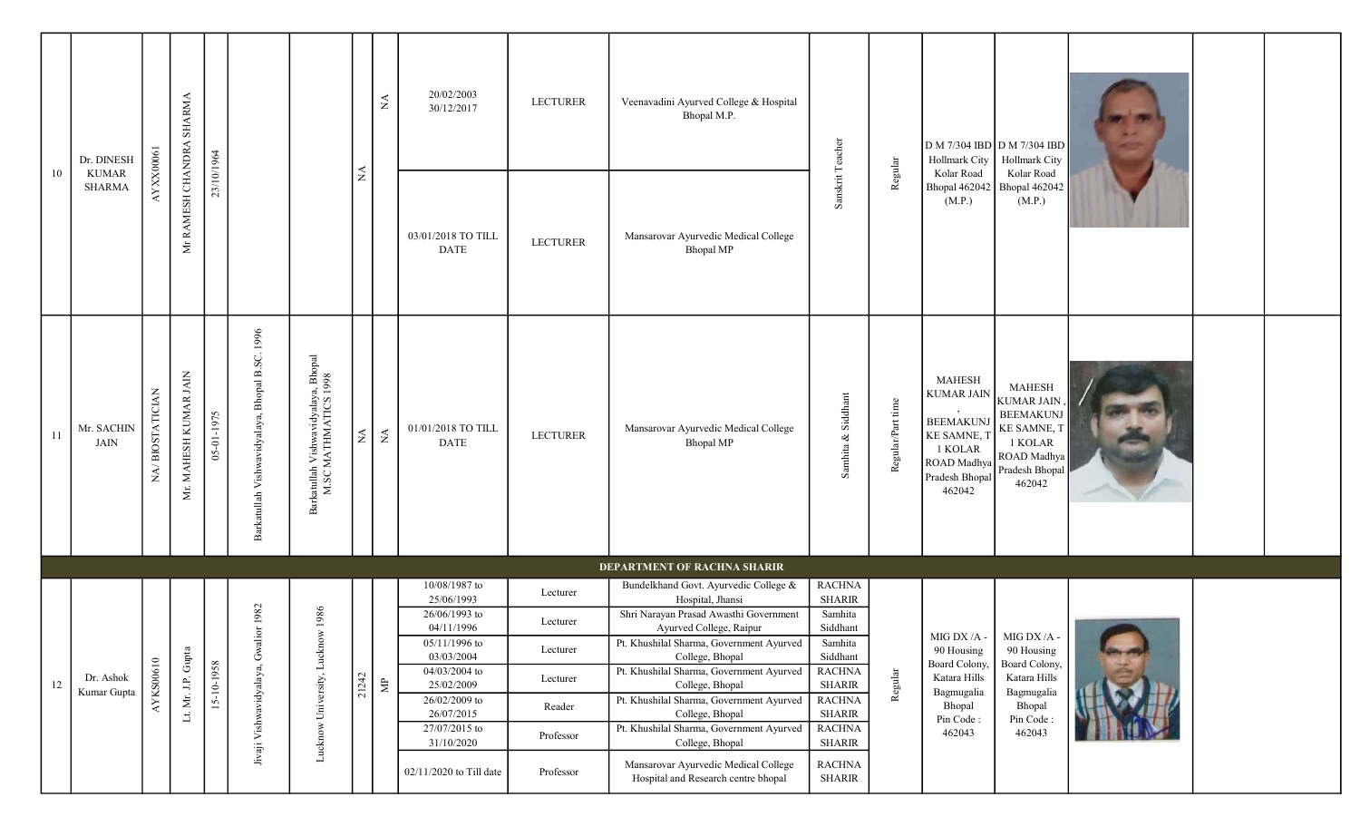| 10 | Dr. DINESH KUMAR SHARMA | AYXX00061 | Mr RAMESH CHANDRA SHARMA | 23/10/1964 | | | NA | NA | 20/02/2003 30/12/2017 | LECTURER | Veenavadini Ayurved College & Hospital Bhopal M.P. | Sanskrit Teacher | Regular | D M 7/304 IBD Hollmark City Kolar Road Bhopal 462042 (M.P.) | D M 7/304 IBD Hollmark City Kolar Road Bhopal 462042 (M.P.) | | | |
|---|---|---|---|---|---|---|---|---|---|---|---|---|---|---|---|---|---|---|
| | | | | | | | | | 03/01/2018 TO TILL DATE | LECTURER | Mansarovar Ayurvedic Medical College Bhopal MP | | | | | | | |
| 11 | Mr. SACHIN JAIN | NA/ BIOSTATICIAN | Mr. MAHESH KUMAR JAIN | 05-01-1975 | Barkatullah Vishwavidyalaya, Bhopal B.SC. 1996 | Barkatullah Vishwavidyalaya, Bhopal M.SC MATHMATICS 1998 | NA | NA | 01/01/2018 TO TILL DATE | LECTURER | Mansarovar Ayurvedic Medical College Bhopal MP | Samhita & Siddhant | Regular/Part time | MAHESH KUMAR JAIN , BEEMAKUNJ KE SAMNE, T 1 KOLAR ROAD Madhya Pradesh Bhopal 462042 | MAHESH KUMAR JAIN , BEEMAKUNJ KE SAMNE, T 1 KOLAR ROAD Madhya Pradesh Bhopal 462042 | | | |
| **DEPARTMENT OF RACHNA SHARIR** | | | | | | | | | | | | | | | | | | |
| 12 | Dr. Ashok Kumar Gupta | AYKS00610 | Lt. Mr. J.P. Gupta | 15-10-1958 | Jivaji Vishwavidyalaya, Gwalior 1982 | Lucknow University, Lucknow 1986 | 21242 | MP | 10/08/1987 to 25/06/1993 | Lecturer | Bundelkhand Govt. Ayurvedic College & Hospital, Jhansi | RACHNA SHARIR | Regular | MIG DX /A - 90 Housing Board Colony, Katara Hills Bagmugalia Bhopal Pin Code : 462043 | MIG DX /A - 90 Housing Board Colony, Katara Hills Bagmugalia Bhopal Pin Code : 462043 | | | |
| | | | | | | | | | 26/06/1993 to 04/11/1996 | Lecturer | Shri Narayan Prasad Awasthi Government Ayurved College, Raipur | Samhita Siddhant | | | | | | |
| | | | | | | | | | 05/11/1996 to 03/03/2004 | Lecturer | Pt. Khushilal Sharma, Government Ayurved College, Bhopal | Samhita Siddhant | | | | | | |
| | | | | | | | | | 04/03/2004 to 25/02/2009 | Lecturer | Pt. Khushilal Sharma, Government Ayurved College, Bhopal | RACHNA SHARIR | | | | | | |
| | | | | | | | | | 26/02/2009 to 26/07/2015 | Reader | Pt. Khushilal Sharma, Government Ayurved College, Bhopal | RACHNA SHARIR | | | | | | |
| | | | | | | | | | 27/07/2015 to 31/10/2020 | Professor | Pt. Khushilal Sharma, Government Ayurved College, Bhopal | RACHNA SHARIR | | | | | | |
| | | | | | | | | | 02/11/2020 to Till date | Professor | Mansarovar Ayurvedic Medical College Hospital and Research centre bhopal | RACHNA SHARIR | | | | | | |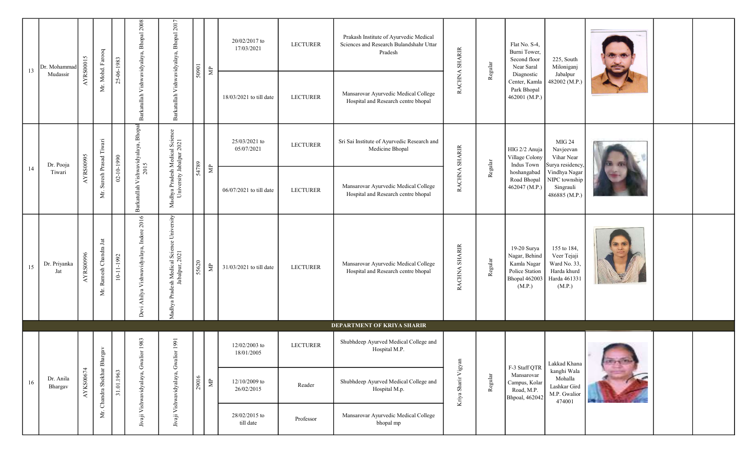| 13 | Dr. Mohammad Mudassir | AYRS00015 | Mr. Mohd. Farooq | 25-06-1983 | Barkatullah Vishwavidyalaya, Bhopal 2008 | Barkatullah Vishwavidyalaya, Bhopal 2017 | 50901 | MP | 20/02/2017 to 17/03/2021 | LECTURER | Prakash Institute of Ayurvedic Medical Sciences and Research Bulandshahr Uttar Pradesh | RACHNA SHARIR | Regular | Flat No. S-4, Burni Tower, Second floor Near Saral Diagnostic Center, Kamla Park Bhopal 462001 (M.P.) | 225, South Miloniganj Jabalpur 482002 (M.P.) | | | |
|---|---|---|---|---|---|---|---|---|---|---|---|---|---|---|---|---|---|---|
| | | | | | | | | | 18/03/2021 to till date | LECTURER | Mansarovar Ayurvedic Medical College Hospital and Research centre bhopal | | | | | | | |
| 14 | Dr. Pooja Tiwari | AYRS00095 | Mr. Suresh Prasad Tiwari | 02-10-1990 | Barkatullah Vishwavidyalaya, Bhopal 2015 | Madhya Pradesh Medical Science University Jabalpur 2021 | 54789 | MP | 25/03/2021 to 05/07/2021 | LECTURER | Sri Sai Institute of Ayurvedic Research and Medicine Bhopal | RACHNA SHARIR | Regular | HIG 2/2 Anuja Village Colony Indus Town hoshangabad Road Bhopal 462047 (M.P.) | MIG 24 Navjeevan Vihar Near Surya residency, Vindhya Nagar NIPC township Singrauli 486885 (M.P.) | | | |
| | | | | | | | | | 06/07/2021 to till date | LECTURER | Mansarovar Ayurvedic Medical College Hospital and Research centre bhopal | | | | | | | |
| 15 | Dr. Priyanka Jat | AYRS00996 | Mr. Ramesh Chandra Jat | 10-11-1992 | Devi Ahilya Vishwavidyalaya, Indore 2016 | Madhya Pradesh Medical Science University Jabalpur, 2021 | 55620 | MP | 31/03/2021 to till date | LECTURER | Mansarovar Ayurvedic Medical College Hospital and Research centre bhopal | RACHNA SHARIR | Regular | 19-20 Surya Nagar, Behind Kamla Nagar Police Station Bhopal 462003 (M.P.) | 155 to 184, Veer Tejaji Ward No. 33, Harda khurd Harda 461331 (M.P.) | | | |
| **DEPARTMENT OF KRIYA SHARIR** | | | | | | | | | | | | | | | | | | |
| 16 | Dr. Anila Bhargav | AYKS00674 | Mr. Chandra Shekhar Bhargav | 31.01.1963 | Jivaji Vishwavidyalaya, Gwalior 1983 | Jivaji Vishwavidyalaya, Gwalior 1991 | 29016 | MP | 12/02/2003 to 18/01/2005 | LECTURER | Shubhdeep Ayurved Medical College and Hospital M.P. | Kriya Sharir Vigyan | Regular | F-3 Staff QTR Mansarovar Campus, Kolar Road, M.P. Bhpoal, 462042 | Lakkad Khana kanghi Wala Mohalla Lashkar Gird M.P. Gwalior 474001 | | | |
| | | | | | | | | | 12/10/2009 to 26/02/2015 | Reader | Shubhdeep Ayurved Medical College and Hospital M.p. | | | | | | | |
| | | | | | | | | | 28/02/2015 to till date | Professor | Mansarovar Ayurvedic Medical College bhopal mp | | | | | | | |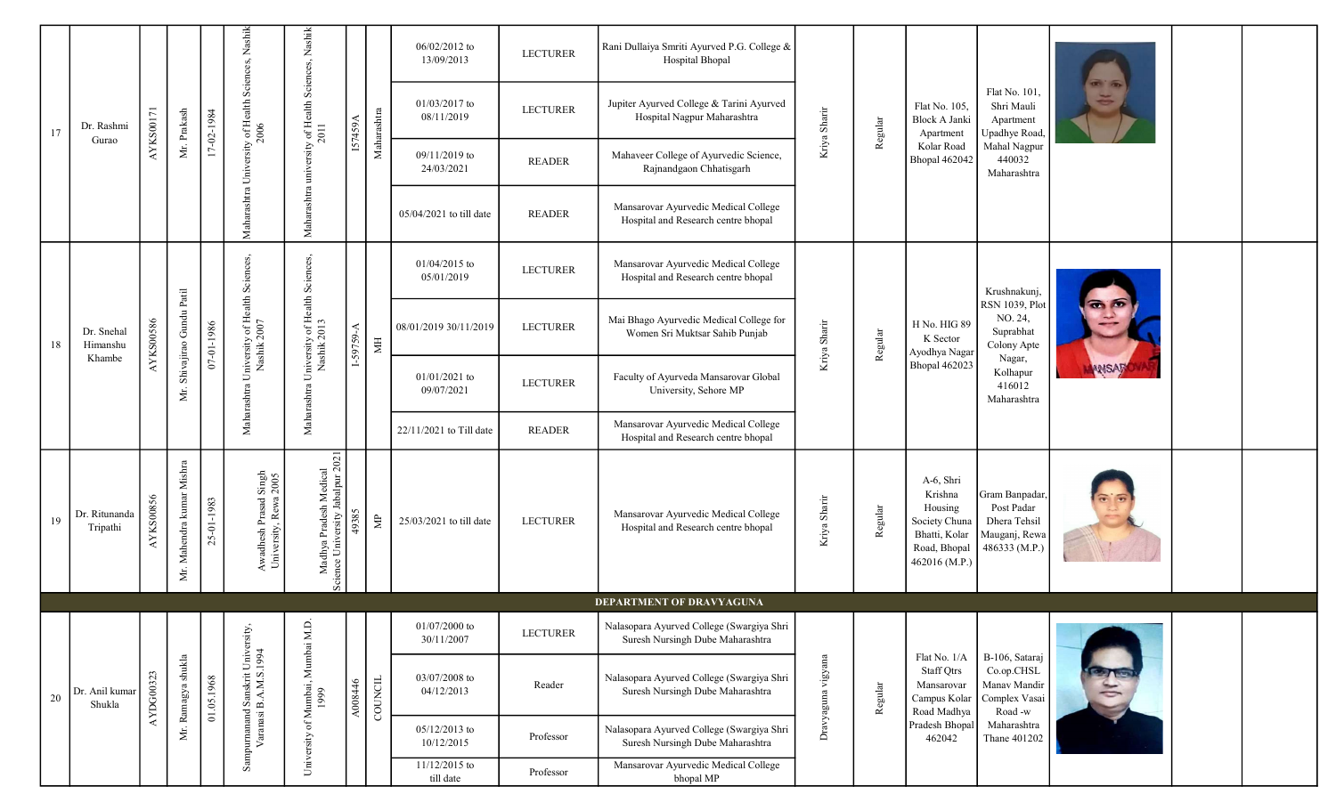| | | | | | | | | | | | | | | | | | | |
|---|---|---|---|---|---|---|---|---|---|---|---|---|---|---|---|---|---|---|
| 17 | Dr. Rashmi Gurao | AYKS00171 | Mr. Prakash | 17-02-1984 | Maharashtra University of Health Sciences, Nashik 2006 | Maharashtra university of Health Sciences, Nashik 2011 | I57459A | Maharashtra | 06/02/2012 to 13/09/2013 | LECTURER | Rani Dullaiya Smriti Ayurved P.G. College & Hospital Bhopal | Kriya Sharir | Regular | Flat No. 105, Block A Janki Apartment Kolar Road Bhopal 462042 | Flat No. 101, Shri Mauli Apartment Upadhye Road, Mahal Nagpur 440032 Maharashtra | | | |
| | | | | | | | | | 01/03/2017 to 08/11/2019 | LECTURER | Jupiter Ayurved College & Tarini Ayurved Hospital Nagpur Maharashtra | | | | | | | |
| | | | | | | | | | 09/11/2019 to 24/03/2021 | READER | Mahaveer College of Ayurvedic Science, Rajnandgaon Chhatisgarh | | | | | | | |
| | | | | | | | | | 05/04/2021 to till date | READER | Mansarovar Ayurvedic Medical College Hospital and Research centre bhopal | | | | | | | |
| 18 | Dr. Snehal Himanshu Khambe | AYKS00586 | Mr. Shivajirao Gundu Patil | 07-01-1986 | Maharashtra University of Health Sciences, Nashik 2007 | Maharashtra University of Health Sciences, Nashik 2013 | I-59759-A | MH | 01/04/2015 to 05/01/2019 | LECTURER | Mansarovar Ayurvedic Medical College Hospital and Research centre bhopal | Kriya Sharir | Regular | H No. HIG 89 K Sector Ayodhya Nagar Bhopal 462023 | Krushnakunj, RSN 1039, Plot NO. 24, Suprabhat Colony Apte Nagar, Kolhapur 416012 Maharashtra | | | |
| | | | | | | | | | 08/01/2019 30/11/2019 | LECTURER | Mai Bhago Ayurvedic Medical College for Women Sri Muktsar Sahib Punjab | | | | | | | |
| | | | | | | | | | 01/01/2021 to 09/07/2021 | LECTURER | Faculty of Ayurveda Mansarovar Global University, Sehore MP | | | | | | | |
| | | | | | | | | | 22/11/2021 to Till date | READER | Mansarovar Ayurvedic Medical College Hospital and Research centre bhopal | | | | | | | |
| 19 | Dr. Ritunanda Tripathi | AYKS00856 | Mr. Mahendra kumar Mishra | 25-01-1983 | Awadhesh Prasad Singh University, Rewa 2005 | Madhya Pradesh Medical Science University Jabalpur 2021 | 49385 | MP | 25/03/2021 to till date | LECTURER | Mansarovar Ayurvedic Medical College Hospital and Research centre bhopal | Kriya Sharir | Regular | A-6, Shri Krishna Housing Society Chuna Bhatti, Kolar Road, Bhopal 462016 (M.P.) | Gram Banpadar, Post Padar Dhera Tehsil Mauganj, Rewa 486333 (M.P.) | | | |
| **DEPARTMENT OF DRAVYAGUNA** | | | | | | | | | | | | | | | | | | |
| 20 | Dr. Anil kumar Shukla | AYDG00323 | Mr. Ramagya shukla | 01.05.1968 | Sampurnanand Sanskrit University, Varanasi B.A.M.S.1994 | University of Mumbai, Mumbai M.D. 1999 | A008446 | COUNCIL | 01/07/2000 to 30/11/2007 | LECTURER | Nalasopara Ayurved College (Swargiya Shri Suresh Nursingh Dube Maharashtra | Dravyaguna vigyana | Regular | Flat No. 1/A Staff Qtrs Mansarovar Campus Kolar Road Madhya Pradesh Bhopal 462042 | B-106, Sataraj Co.op.CHSL Manav Mandir Complex Vasai Road -w Maharashtra Thane 401202 | | | |
| | | | | | | | | | 03/07/2008 to 04/12/2013 | Reader | Nalasopara Ayurved College (Swargiya Shri Suresh Nursingh Dube Maharashtra | | | | | | | |
| | | | | | | | | | 05/12/2013 to 10/12/2015 | Professor | Nalasopara Ayurved College (Swargiya Shri Suresh Nursingh Dube Maharashtra | | | | | | | |
| | | | | | | | | | 11/12/2015 to till date | Professor | Mansarovar Ayurvedic Medical College bhopal MP | | | | | | | |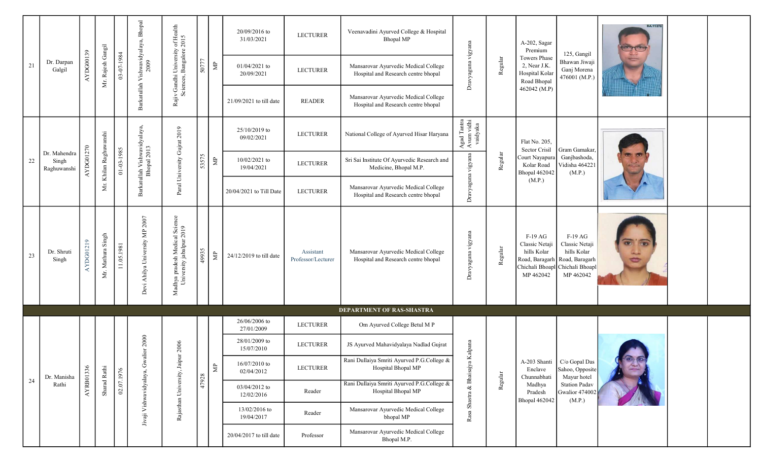| 21 | Dr. Darpan Galgil | AYDG00139 | Mr. Rajesh Gangil | 03-07-1984 | Barkatullah Vishwavidyalaya, Bhopal 2009 | Rajiv Gandhi University of Health Sciences, Bangalore 2015 | 50777 | MP | 20/09/2016 to 31/03/2021 | LECTURER | Veenavadini Ayurved College & Hospital Bhopal MP | Dravyaguna vigyana | Regular | A-202, Sagar Premium Towers Phase 2, Near J.K. Hospital Kolar Road Bhopal 462042 (M.P) | 125, Gangil Bhawan Jiwaji Ganj Morena 476001 (M.P.) | | | |
|---|---|---|---|---|---|---|---|---|---|---|---|---|---|---|---|---|---|---|
| | | | | | | | | | 01/04/2021 to 20/09/2021 | LECTURER | Mansarovar Ayurvedic Medical College Hospital and Research centre bhopal | | | | | | | |
| | | | | | | | | | 21/09/2021 to till date | READER | Mansarovar Ayurvedic Medical College Hospital and Research centre bhopal | | | | | | | |
| 22 | Dr. Mahendra Singh Raghuwanshi | AYDG01270 | Mr. Khilan Raghuwanshi | 01-03-1985 | Barkatullah Vishwavidyalaya, Bhopal 2013 | Parul University Gujrat 2019 | 53575 | MP | 25/10/2019 to 09/02/2021 | LECTURER | National College of Ayurved Hisar Haryana | Agad Tantra Avum vidhi vaidyaka | Regular | Flat No. 205, Sector Crisil Court Nayapura Kolar Road Bhopal 462042 (M.P.) | Gram Gamakar, Ganjbashoda, Vidisha 464221 (M.P.) | | | |
| | | | | | | | | | 10/02/2021 to 19/04/2021 | LECTURER | Sri Sai Institute Of Ayurvedic Research and Medicine, Bhopal M.P. | Dravyaguna vigyana | | | | | | |
| | | | | | | | | | 20/04/2021 to Till Date | LECTURER | Mansarovar Ayurvedic Medical College Hospital and Research centre bhopal | | | | | | | |
| 23 | Dr. Shruti Singh | AYDG01219 | Mr. Mathura Singh | 11.05.1981 | Devi Ahilya University MP 2007 | Madhya pradesh Medical Science University jabalpur 2019 | 49935 | MP | 24/12/2019 to till date | Assistant Professor/Lecturer | Mansarovar Ayurvedic Medical College Hospital and Research centre bhopal | Dravyaguna vigyana | Regular | F-19 AG Classic Netaji hills Kolar Road, Baragarh Chichali Bhoapl MP 462042 | F-19 AG Classic Netaji hills Kolar Road, Baragarh Chichali Bhoapl MP 462042 | | | |
| | | | | | | | | | | | **DEPARTMENT OF RAS-SHASTRA** | | | | | | | |
| 24 | Dr. Manisha Rathi | AYRB01336 | Sharad Rathi | 02.07.1976 | Jivaji Vishwavidyalaya, Gwalior 2000 | Rajasthan University, Jaipur 2006 | 47928 | MP | 26/06/2006 to 27/01/2009 | LECTURER | Om Ayurved College Betul M P | Rasa Shastra & Bhaisajya Kalpana | Regular | A-203 Shanti Enclave Chunnabhati Madhya Pradesh Bhopal 462042 | C/o Gopal Das Sahoo, Opposite Mayur hotel Station Padav Gwalior 474002 (M.P.) | | | |
| | | | | | | | | | 28/01/2009 to 15/07/2010 | LECTURER | JS Ayurved Mahavidyalaya Nadlad Gujrat | | | | | | | |
| | | | | | | | | | 16/07/2010 to 02/04/2012 | LECTURER | Rani Dullaiya Smriti Ayurved P.G.College & Hospital Bhopal MP | | | | | | | |
| | | | | | | | | | 03/04/2012 to 12/02/2016 | Reader | Rani Dullaiya Smriti Ayurved P.G.College & Hospital Bhopal MP | | | | | | | |
| | | | | | | | | | 13/02/2016 to 19/04/2017 | Reader | Mansarovar Ayurvedic Medical College bhopal MP | | | | | | | |
| | | | | | | | | | 20/04/2017 to till date | Professor | Mansarovar Ayurvedic Medical College Bhopal M.P. | | | | | | | |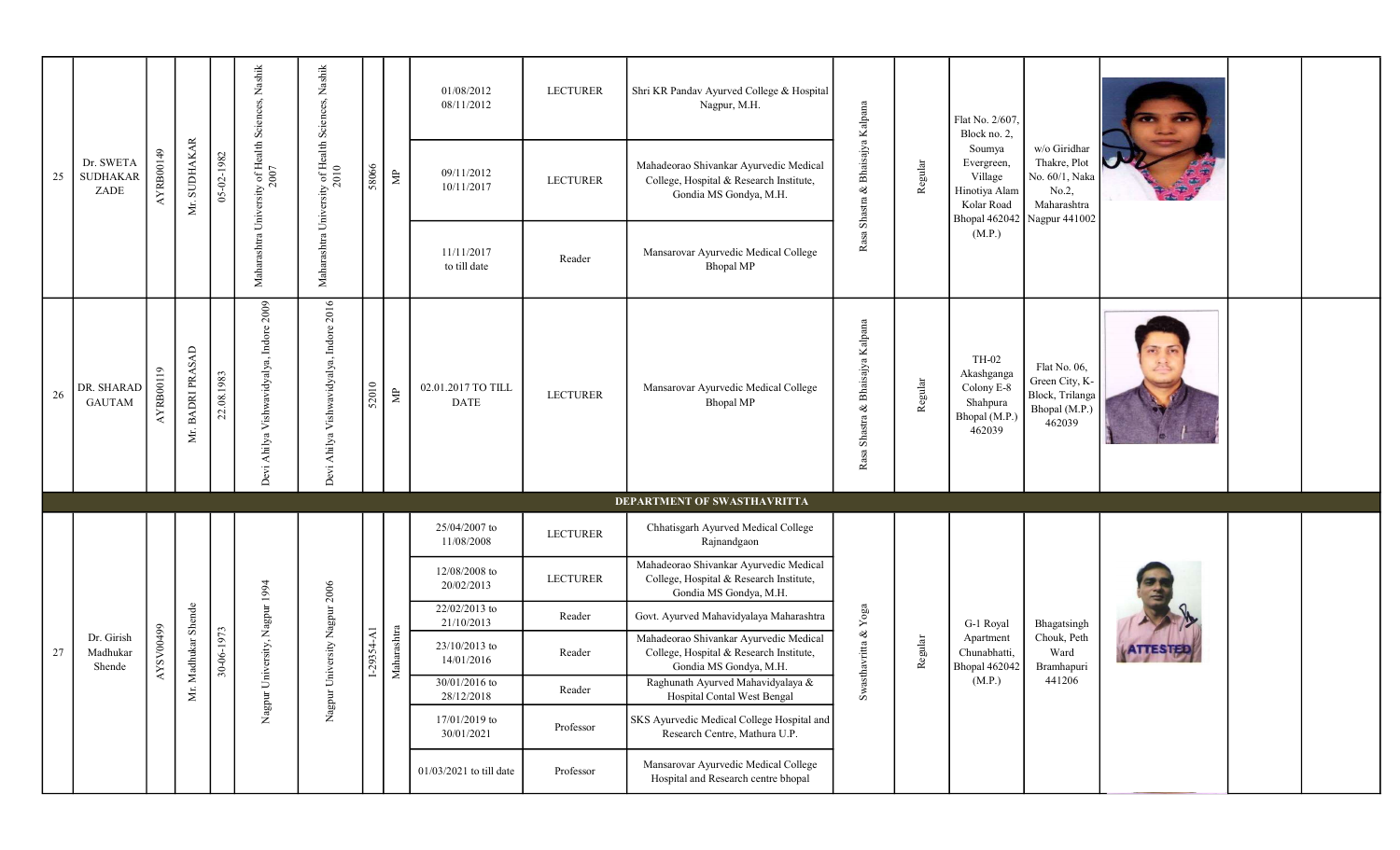| 25 | Dr. SWETA SUDHAKAR ZADE | AYRB00149 | Mr. SUDHAKAR | 05-02-1982 | Maharashtra University of Health Sciences, Nashik 2007 | Maharashtra University of Health Sciences, Nashik 2010 | 58066 | MP | 01/08/2012 08/11/2012 | LECTURER | Shri KR Pandav Ayurved College & Hospital Nagpur, M.H. | Rasa Shasta & Bhaisajya Kalpana | Regular | Flat No. 2/607, Block no. 2, Soumya Evergreen, Village Hinotiya Alam Kolar Road Bhopal 462042 (M.P.) | w/o Giridhar Thakre, Plot No. 60/1, Naka No.2, Maharashtra Nagpur 441002 | | | |
|---|---|---|---|---|---|---|---|---|---|---|---|---|---|---|---|---|---|---|
| | | | | | | | | | 09/11/2012 10/11/2017 | LECTURER | Mahadeorao Shivankar Ayurvedic Medical College, Hospital & Research Institute, Gondia MS Gondya, M.H. | | | | | | | |
| | | | | | | | | | 11/11/2017 to till date | Reader | Mansarovar Ayurvedic Medical College Bhopal MP | | | | | | | |
| 26 | DR. SHARAD GAUTAM | AYRB00119 | Mr. BADRI PRASAD | 22.08.1983 | Devi Ahilya Vishwavidyalya, Indore 2009 | Devi Ahilya Vishwavidyalya, Indore 2016 | 52010 | MP | 02.01.2017 TO TILL DATE | LECTURER | Mansarovar Ayurvedic Medical College Bhopal MP | Rasa Shastra & Bhaisajya Kalpana | Regular | TH-02 Akashganga Colony E-8 Shahpura Bhopal (M.P.) 462039 | Flat No. 06, Green City, K-Block, Trilanga Bhopal (M.P.) 462039 | | | |
| **DEPARTMENT OF SWASTHAVRITTA** | | | | | | | | | | | | | | | | | | |
| 27 | Dr. Girish Madhukar Shende | AYSV00499 | Mr. Madhukar Shende | 30-06-1973 | Nagpur University, Nagpur 1994 | Nagpur University Nagpur 2006 | I-29354-A1 | Maharashtra | 25/04/2007 to 11/08/2008 | LECTURER | Chhatisgarh Ayurved Medical College Rajnandgaon | Swasthavritta & Yoga | Regular | G-1 Royal Apartment Chunabhatti, Bhopal 462042 (M.P.) | Bhagatsingh Chouk, Peth Ward Bramhapuri 441206 | | | |
| | | | | | | | | | 12/08/2008 to 20/02/2013 | LECTURER | Mahadeorao Shivankar Ayurvedic Medical College, Hospital & Research Institute, Gondia MS Gondya, M.H. | | | | | | | |
| | | | | | | | | | 22/02/2013 to 21/10/2013 | Reader | Govt. Ayurved Mahavidyalaya Maharashtra | | | | | | | |
| | | | | | | | | | 23/10/2013 to 14/01/2016 | Reader | Mahadeorao Shivankar Ayurvedic Medical College, Hospital & Research Institute, Gondia MS Gondya, M.H. | | | | | | | |
| | | | | | | | | | 30/01/2016 to 28/12/2018 | Reader | Raghunath Ayurved Mahavidyalaya & Hospital Contal West Bengal | | | | | | | |
| | | | | | | | | | 17/01/2019 to 30/01/2021 | Professor | SKS Ayurvedic Medical College Hospital and Research Centre, Mathura U.P. | | | | | | | |
| | | | | | | | | | 01/03/2021 to till date | Professor | Mansarovar Ayurvedic Medical College Hospital and Research centre bhopal | | | | | | | |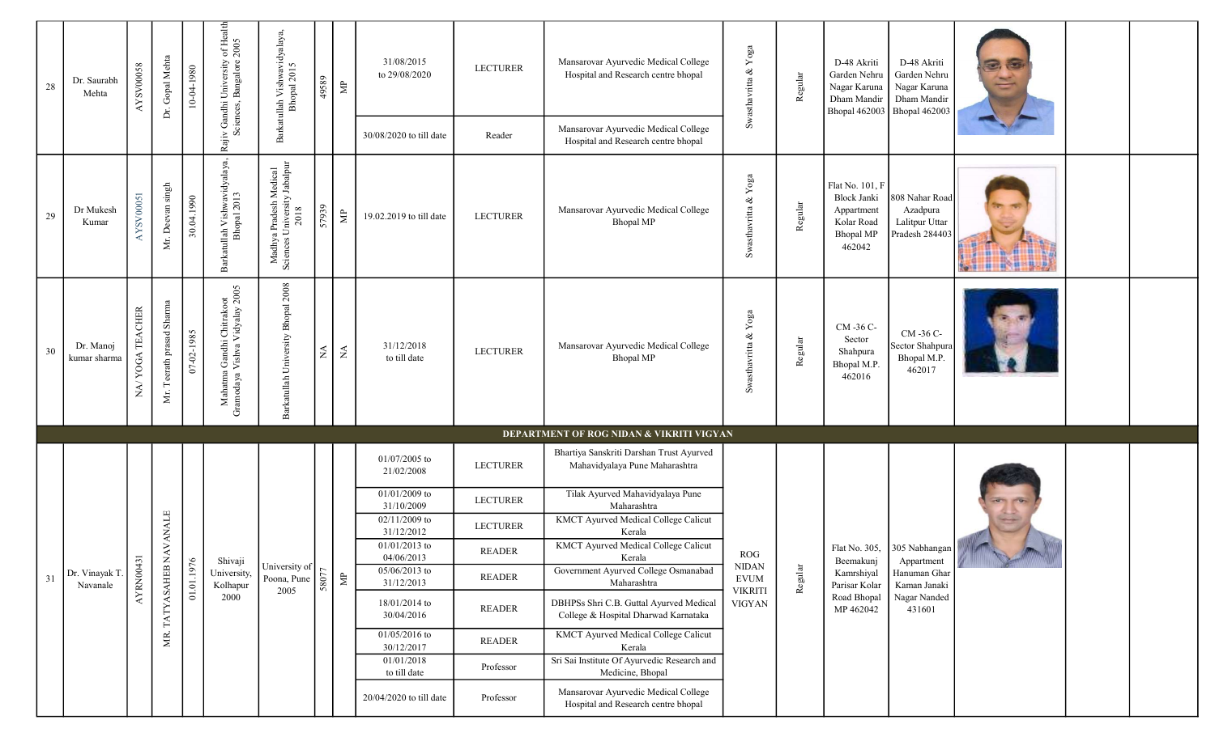| 28 | Dr. Saurabh Mehta | AYSV00058 | Dr. Gopal Mehta | 10-04-1980 | Rajiv Gandhi University of Health Sciences, Bangalore 2005 | Barkatullah Vishwavidyalaya, Bhopal 2015 | 49589 | MP | 31/08/2015 to 29/08/2020 | LECTURER | Mansarovar Ayurvedic Medical College Hospital and Research centre bhopal | Swasthavritta & Yoga | Regular | D-48 Akriti Garden Nehru Nagar Karuna Dham Mandir Bhopal 462003 | D-48 Akriti Garden Nehru Nagar Karuna Dham Mandir Bhopal 462003 | | | |
|---|---|---|---|---|---|---|---|---|---|---|---|---|---|---|---|---|---|---|
| | | | | | | | | | 30/08/2020 to till date | Reader | Mansarovar Ayurvedic Medical College Hospital and Research centre bhopal | | | | | | | |
| 29 | Dr Mukesh Kumar | AYSV00051 | Mr. Deevan singh | 30.04.1990 | Barkatullah Vishwavidyalaya, Bhopal 2013 | Madhya Pradesh Medical Sciences University Jabalpur 2018 | 57939 | MP | 19.02.2019 to till date | LECTURER | Mansarovar Ayurvedic Medical College Bhopal MP | Swasthavritta & Yoga | Regular | Flat No. 101, F Block Janki Appartment Kolar Road Bhopal MP 462042 | 808 Nahar Road Azadpura Lalitpur Uttar Pradesh 284403 | | | |
| 30 | Dr. Manoj kumar sharma | NA/ YOGA TEACHER | Mr. Teerath prasad Sharma | 07-02-1985 | Mahatma Gandhi Chitrakoot Gramodaya Vishwa Vidyalay 2005 | Barkatullah University Bhopal 2008 | NA | NA | 31/12/2018 to till date | LECTURER | Mansarovar Ayurvedic Medical College Bhopal MP | Swasthavritta & Yoga | Regular | CM -36 C-Sector Shahpura Bhopal M.P. 462016 | CM -36 C-Sector Shahpura Bhopal M.P. 462017 | | | |
| **DEPARTMENT OF ROG NIDAN & VIKRITI VIGYAN** | | | | | | | | | | | | | | | | | | |
| 31 | Dr. Vinayak T. Navanale | AYRN00431 | MR. TATYASAHEB NAVANALE | 01.01.1976 | Shivaji University, Kolhapur 2000 | University of Poona, Pune 2005 | 58077 | MP | 01/07/2005 to 21/02/2008 | LECTURER | Bhartiya Sanskriti Darshan Trust Ayurved Mahavidyalaya Pune Maharashtra | ROG NIDAN EVUM VIKRITI VIGYAN | Regular | Flat No. 305, Beemakunj Kamrshiyal Parisar Kolar Road Bhopal MP 462042 | 305 Nabhangan Appartment Hanuman Ghar Kaman Janaki Nagar Nanded 431601 | | | |
| | | | | | | | | | 01/01/2009 to 31/10/2009 | LECTURER | Tilak Ayurved Mahavidyalaya Pune Maharashtra | | | | | | | |
| | | | | | | | | | 02/11/2009 to 31/12/2012 | LECTURER | KMCT Ayurved Medical College Calicut Kerala | | | | | | | |
| | | | | | | | | | 01/01/2013 to 04/06/2013 | READER | KMCT Ayurved Medical College Calicut Kerala | | | | | | | |
| | | | | | | | | | 05/06/2013 to 31/12/2013 | READER | Government Ayurved College Osmanabad Maharashtra | | | | | | | |
| | | | | | | | | | 18/01/2014 to 30/04/2016 | READER | DBHPSs Shri C.B. Guttal Ayurved Medical College & Hospital Dharwad Karnataka | | | | | | | |
| | | | | | | | | | 01/05/2016 to 30/12/2017 | READER | KMCT Ayurved Medical College Calicut Kerala | | | | | | | |
| | | | | | | | | | 01/01/2018 to till date | Professor | Sri Sai Institute Of Ayurvedic Research and Medicine, Bhopal | | | | | | | |
| | | | | | | | | | 20/04/2020 to till date | Professor | Mansarovar Ayurvedic Medical College Hospital and Research centre bhopal | | | | | | | |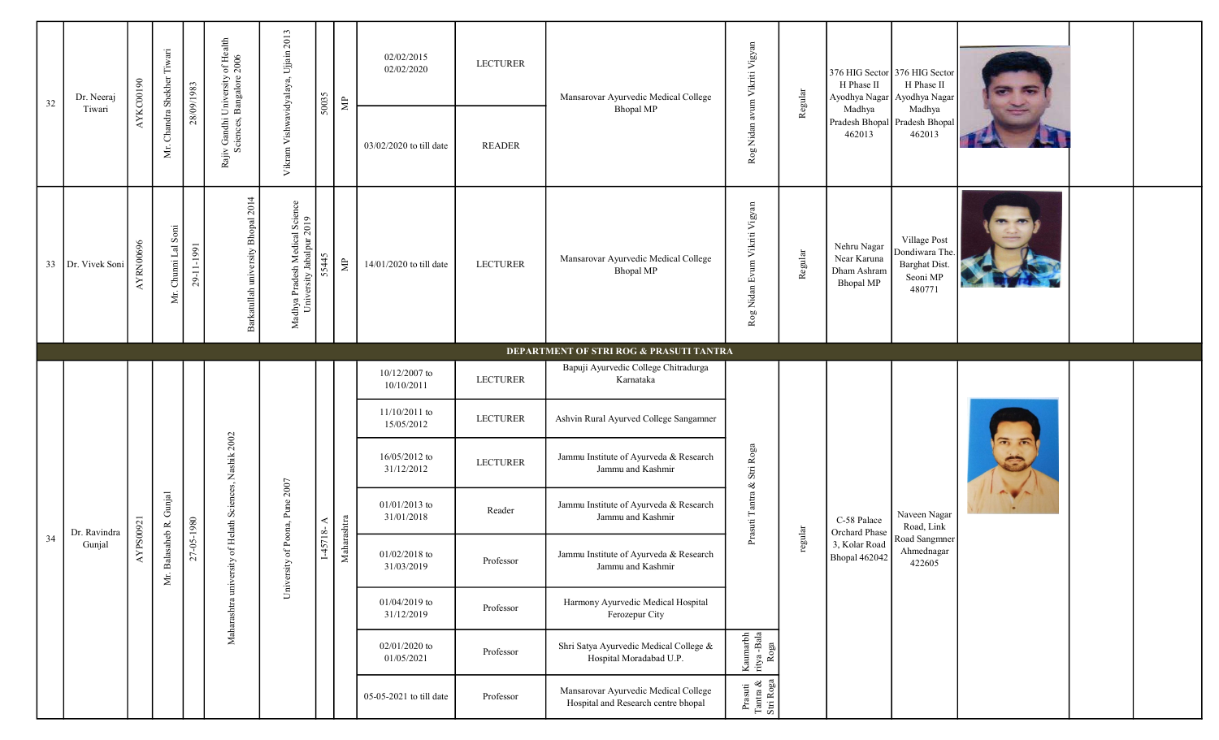| | | | | | | | | | | | | | | | | | | |
|---|---|---|---|---|---|---|---|---|---|---|---|---|---|---|---|---|---|---|
| 32 | Dr. Neeraj Tiwari | AYKC00190 | Mr. Chandra Shekher Tiwari | 28/09/1983 | Rajiv Gandhi University of Health Sciences, Bangalore 2006 | Vikram Vishwavidyalaya, Ujjain 2013 | 50035 | MP | 02/02/2015 02/02/2020 | LECTURER | Mansarovar Ayurvedic Medical College Bhopal MP | Rog Nidan avum Vikriti Vigyan | Regular | 376 HIG Sector H Phase II Ayodhya Nagar Madhya Pradesh Bhopal 462013 | 376 HIG Sector H Phase II Ayodhya Nagar Madhya Pradesh Bhopal 462013 | | | |
| | | | | | | | | | 03/02/2020 to till date | READER | | | | | | | | |
| 33 | Dr. Vivek Soni | AYRN00696 | Mr. Chunni Lal Soni | 29-11-1991 | Barkatullah university Bhopal 2014 | Madhya Pradesh Medical Science University Jabalpur 2019 | 55445 | MP | 14/01/2020 to till date | LECTURER | Mansarovar Ayurvedic Medical College Bhopal MP | Rog Nidan Evum Vikriti Vigyan | Regular | Nehru Nagar Near Karuna Dham Ashram Bhopal MP | Village Post Dondiwara The. Barghat Dist. Seoni MP 480771 | | | |
| **DEPARTMENT OF STRI ROG & PRASUTI TANTRA** | | | | | | | | | | | | | | | | | | |
| 34 | Dr. Ravindra Gunjal | AYPS00921 | Mr. Balasaheb R. Gunjal | 27-05-1980 | Maharashtra university of Helath Sciences, Nashik 2002 | University of Poona, Pune 2007 | I-45718- A | Maharashtra | 10/12/2007 to 10/10/2011 | LECTURER | Bapuji Ayurvedic College Chitradurga Karnataka | Prasuti Tantra & Stri Roga | regular | C-58 Palace Orchard Phase 3, Kolar Road Bhopal 462042 | Naveen Nagar Road, Link Road Sangmner Ahmednagar 422605 | | | |
| | | | | | | | | | 11/10/2011 to 15/05/2012 | LECTURER | Ashvin Rural Ayurved College Sangamner | | | | | | | |
| | | | | | | | | | 16/05/2012 to 31/12/2012 | LECTURER | Jammu Institute of Ayurveda & Research Jammu and Kashmir | | | | | | | |
| | | | | | | | | | 01/01/2013 to 31/01/2018 | Reader | Jammu Institute of Ayurveda & Research Jammu and Kashmir | | | | | | | |
| | | | | | | | | | 01/02/2018 to 31/03/2019 | Professor | Jammu Institute of Ayurveda & Research Jammu and Kashmir | | | | | | | |
| | | | | | | | | | 01/04/2019 to 31/12/2019 | Professor | Harmony Ayurvedic Medical Hospital Ferozepur City | | | | | | | |
| | | | | | | | | | 02/01/2020 to 01/05/2021 | Professor | Shri Satya Ayurvedic Medical College & Hospital Moradabad U.P. | Kaumarbhritya -Bala Roga | | | | | | |
| | | | | | | | | | 05-05-2021 to till date | Professor | Mansarovar Ayurvedic Medical College Hospital and Research centre bhopal | Prasuti Tantra & Stri Roga | | | | | | |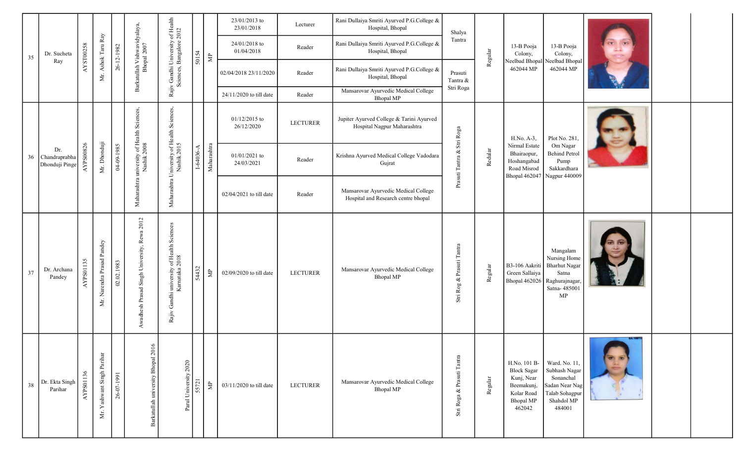| 35 | Dr. Sucheta Ray | AYST00258 | Mr. Ashok Taru Ray | 26-12-1982 | Barkatullah Vishwavidyalaya, Bhopal 2007 | Rajiv Gandhi University of Health Sciences, Bangalore 2012 | 50154 | MP | 23/01/2013 to 23/01/2018 | Lecturer | Rani Dullaiya Smriti Ayurved P.G.College & Hospital, Bhopal | Shalya Tantra | Regular | 13-B Pooja Colony, Neelbad Bhopal 462044 MP | 13-B Pooja Colony, Neelbad Bhopal 462044 MP | | | |
|---|---|---|---|---|---|---|---|---|---|---|---|---|---|---|---|---|---|---|
| | | | | | | | | | 24/01/2018 to 01/04/2018 | Reader | Rani Dullaiya Smriti Ayurved P.G.College & Hospital, Bhopal | | | | | | | |
| | | | | | | | | | 02/04/2018 23/11/2020 | Reader | Rani Dullaiya Smriti Ayurved P.G.College & Hospital, Bhopal | Prasuti Tantra & Stri Roga | | | | | | |
| | | | | | | | | | 24/11/2020 to till date | Reader | Mansarovar Ayurvedic Medical College Bhopal MP | | | | | | | |
| 36 | Dr. Chandraprabha Dhonduji Pinge | AYPS00826 | Mr. Dhonduji | 04-09-1985 | Maharashtra university of Health Sciences, Nashik 2008 | Maharashtra University of Health Sciences, Nashik 2015 | I-64036-A | Maharashtra | 01/12/2015 to 26/12/2020 | LECTURER | Jupiter Ayurved College & Tarini Ayurved Hospital Nagpur Maharashtra | Prasuti Tantra & Stri Roga | Redular | H.No. A-3, Nirmal Estate Bhairaopur, Hoshangabad Road Misrod Bhopal 462047 | Plot No. 281, Om Nagar Behind Petrol Pump Sakkardhara Nagpur 440009 | | | |
| | | | | | | | | | 01/01/2021 to 24/03/2021 | Reader | Krishna Ayurved Medical College Vadodara Gujrat | | | | | | | |
| | | | | | | | | | 02/04/2021 to till date | Reader | Mansarovar Ayurvedic Medical College Hospital and Research centre bhopal | | | | | | | |
| 37 | Dr. Archana Pandey | AYPS01135 | Mr. Narendra Prasad Pandey | 02.02.1983 | Awadhesh Prasad Singh University, Rewa 2012 | Rajiv Gandhi university of Health Sciences Karnataka 2018 | 54432 | MP | 02/09/2020 to till date | LECTURER | Mansarovar Ayurvedic Medical College Bhopal MP | Stri Rog & Prasuti Tantra | Regular | B3-106 Aakriti Green Sallaiya Bhopal 462026 | Mangalam Nursing Home Bharhut Nagar Satna Raghurajnagar, Satna- 485001 MP | | | |
| 38 | Dr. Ekta Singh Parihar | AYPS01136 | Mr. Yashwant Singh Parihar | 26-07-1991 | Barkatullah university Bhopal 2016 | Parul University 2020 | 55721 | MP | 03/11/2020 to till date | LECTURER | Mansarovar Ayurvedic Medical College Bhopal MP | Stri Roga & Prasuti Tantra | Regular | H.No. 101 B-Block Sagar Kunj, Near Beemakunj, Kolar Road Bhopal MP 462042 | Ward. No. 11, Subhash Nagar Sonanchal Sadan Near Nag Talab Sohagpur Shahdol MP 484001 | | | |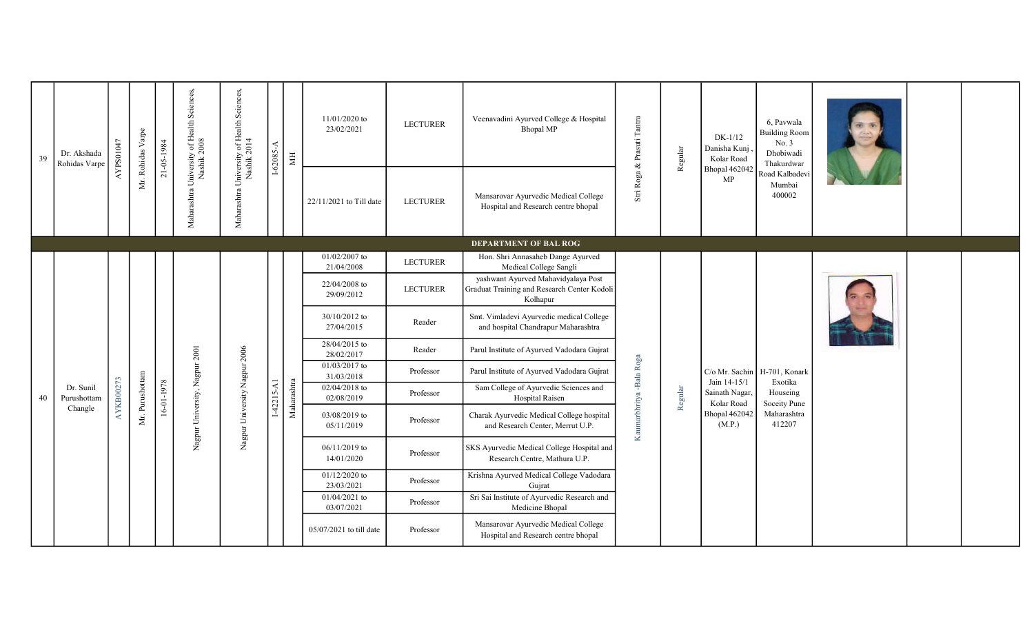| 39 | Dr. Akshada Rohidas Varpe | AYPS01047 | Mr. Rohidas Varpe | 21-05-1984 | Maharashtra University of Health Sciences, Nashik 2008 | Maharashtra University of Health Sciences, Nashik 2014 | I-62085-A | MH | 11/01/2020 to 23/02/2021 | LECTURER | Veenavadini Ayurved College & Hospital Bhopal MP | Stri Roga & Prasuti Tantra | Regular | DK-1/12 Danisha Kunj , Kolar Road Bhopal 462042 MP | 6, Pavwala Building Room No. 3 Dhobiwadi Thakurdwar Road Kalbadevi Mumbai 400002 | | | |
|---|---|---|---|---|---|---|---|---|---|---|---|---|---|---|---|---|---|---|
| | | | | | | | | | 22/11/2021 to Till date | LECTURER | Mansarovar Ayurvedic Medical College Hospital and Research centre bhopal | | | | | | | |
| **DEPARTMENT OF BAL ROG** | | | | | | | | | | | | | | | | | | |
| 40 | Dr. Sunil Purushottam Changle | AYKB00273 | Mr. Purushotam | 16-01-1978 | Nagpur University, Nagpur 2001 | Nagpur University Nagpur 2006 | I-42215-A1 | Maharashtra | 01/02/2007 to 21/04/2008 | LECTURER | Hon. Shri Annasaheb Dange Ayurved Medical College Sangli | Kaumarbhritya -Bala Roga | Regular | C/o Mr. Sachin Jain 14-15/1 Sainath Nagar, Kolar Road Bhopal 462042 (M.P.) | H-701, Konark Exotika Houseing Soceity Pune Maharashtra 412207 | | | |
| | | | | | | | | | 22/04/2008 to 29/09/2012 | LECTURER | yashwant Ayurved Mahavidyalaya Post Graduat Training and Research Center Kodoli Kolhapur | | | | | | | |
| | | | | | | | | | 30/10/2012 to 27/04/2015 | Reader | Smt. Vimladevi Ayurvedic medical College and hospital Chandrapur Maharashtra | | | | | | | |
| | | | | | | | | | 28/04/2015 to 28/02/2017 | Reader | Parul Institute of Ayurved Vadodara Gujrat | | | | | | | |
| | | | | | | | | | 01/03/2017 to 31/03/2018 | Professor | Parul Institute of Ayurved Vadodara Gujrat | | | | | | | |
| | | | | | | | | | 02/04/2018 to 02/08/2019 | Professor | Sam College of Ayurvedic Sciences and Hospital Raisen | | | | | | | |
| | | | | | | | | | 03/08/2019 to 05/11/2019 | Professor | Charak Ayurvedic Medical College hospital and Research Center, Merrut U.P. | | | | | | | |
| | | | | | | | | | 06/11/2019 to 14/01/2020 | Professor | SKS Ayurvedic Medical College Hospital and Research Centre, Mathura U.P. | | | | | | | |
| | | | | | | | | | 01/12/2020 to 23/03/2021 | Professor | Krishna Ayurved Medical College Vadodara Gujrat | | | | | | | |
| | | | | | | | | | 01/04/2021 to 03/07/2021 | Professor | Sri Sai Institute of Ayurvedic Research and Medicine Bhopal | | | | | | | |
| | | | | | | | | | 05/07/2021 to till date | Professor | Mansarovar Ayurvedic Medical College Hospital and Research centre bhopal | | | | | | | |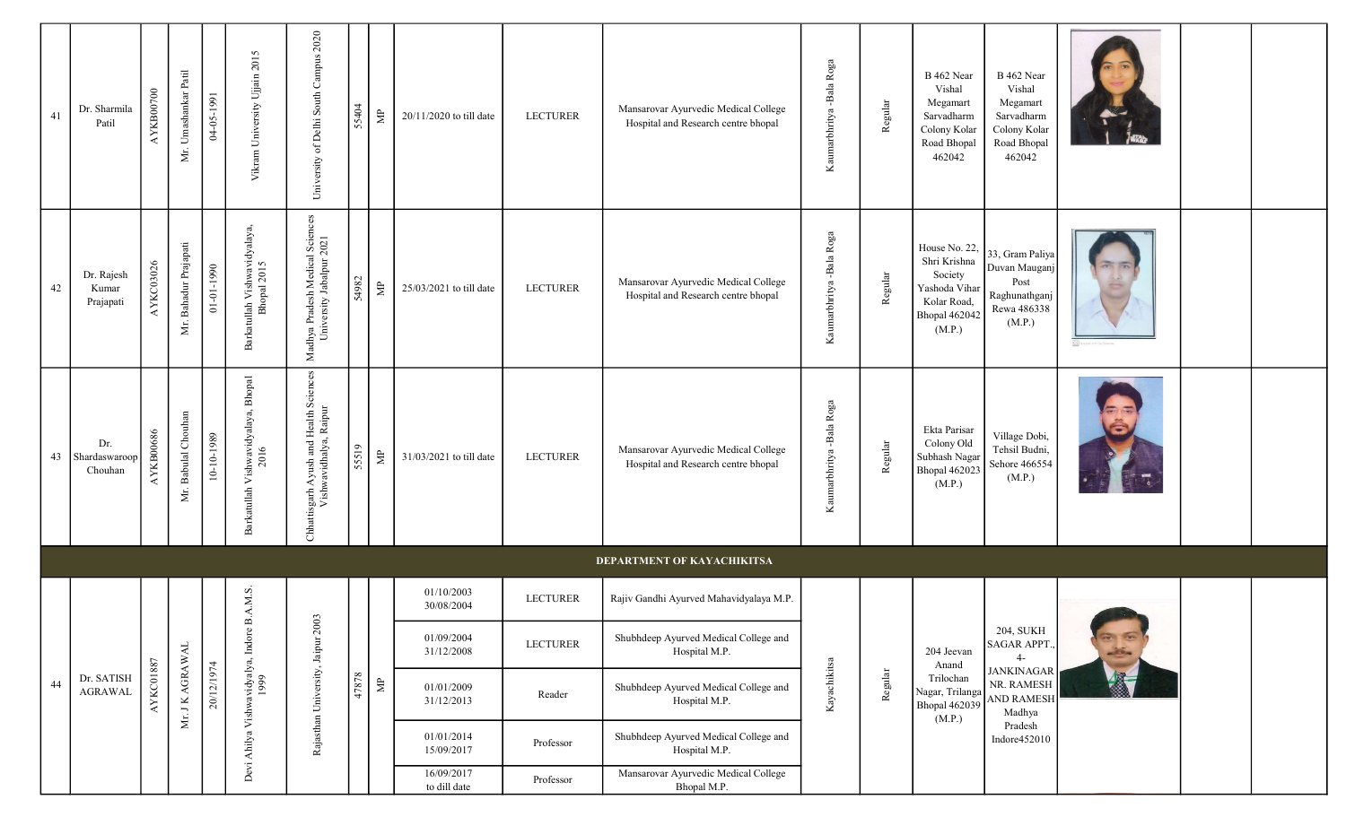| | | | | | | | | | | | | | | | | | | |
|---|---|---|---|---|---|---|---|---|---|---|---|---|---|---|---|---|---|---|
| 41 | Dr. Sharmila Patil | AYKB00700 | Mr. Umashankar Patil | 04-05-1991 | Vikram University Ujjain 2015 | University of Delhi South Campus 2020 | 55404 | MP | 20/11/2020 to till date | LECTURER | Mansarovar Ayurvedic Medical College Hospital and Research centre bhopal | Kaumarbhritya -Bala Roga | Regular | B 462 Near Vishal Megamart Sarvadharm Colony Kolar Road Bhopal 462042 | B 462 Near Vishal Megamart Sarvadharm Colony Kolar Road Bhopal 462042 | | | |
| 42 | Dr. Rajesh Kumar Prajapati | AYKC03026 | Mr. Bahadur Prajapati | 01-01-1990 | Barkatullah Vishwavidyalaya, Bhopal 2015 | Madhya Pradesh Medical Sciences University Jabalpur 2021 | 54982 | MP | 25/03/2021 to till date | LECTURER | Mansarovar Ayurvedic Medical College Hospital and Research centre bhopal | Kaumarbhritya -Bala Roga | Regular | House No. 22, Shri Krishna Society Yashoda Vihar Kolar Road, Bhopal 462042 (M.P.) | 33, Gram Paliya Duvan Mauganj Post Raghunathganj Rewa 486338 (M.P.) | | | |
| 43 | Dr. Shardaswaroop Chouhan | AYKB00686 | Mr. Babulal Chouhan | 10-10-1989 | Barkatullah Vishwavidyalaya, Bhopal 2016 | Chhattisgarh Ayush and Health Sciences Vishwavidhalya, Raipur | 55519 | MP | 31/03/2021 to till date | LECTURER | Mansarovar Ayurvedic Medical College Hospital and Research centre bhopal | Kaumarbhritya -Bala Roga | Regular | Ekta Parisar Colony Old Subhash Nagar Bhopal 462023 (M.P.) | Village Dobi, Tehsil Budni, Sehore 466554 (M.P.) | | | |
| **DEPARTMENT OF KAYACHIKITSA** | | | | | | | | | | | | | | | | | | |
| 44 | Dr. SATISH AGRAWAL | AYKC01887 | Mr. J K AGRAWAL | 20/12/1974 | Devi Ahilya Vishwavidyalya, Indore B.A.M.S. 1999 | Rajasthan University, Jaipur 2003 | 47878 | MP | 01/10/2003 30/08/2004 | LECTURER | Rajiv Gandhi Ayurved Mahavidyalaya M.P. | Kayachikitsa | Regular | 204 Jeevan Anand Trilochan Nagar, Trilanga Bhopal 462039 (M.P.) | 204, SUKH SAGAR APPT., 4-JANKINAGAR NR. RAMESH AND RAMESH Madhya Pradesh Indore452010 | | | |
| | | | | | | | | | 01/09/2004 31/12/2008 | LECTURER | Shubhdeep Ayurved Medical College and Hospital M.P. | | | | | | | |
| | | | | | | | | | 01/01/2009 31/12/2013 | Reader | Shubhdeep Ayurved Medical College and Hospital M.P. | | | | | | | |
| | | | | | | | | | 01/01/2014 15/09/2017 | Professor | Shubhdeep Ayurved Medical College and Hospital M.P. | | | | | | | |
| | | | | | | | | | 16/09/2017 to dill date | Professor | Mansarovar Ayurvedic Medical College Bhopal M.P. | | | | | | | |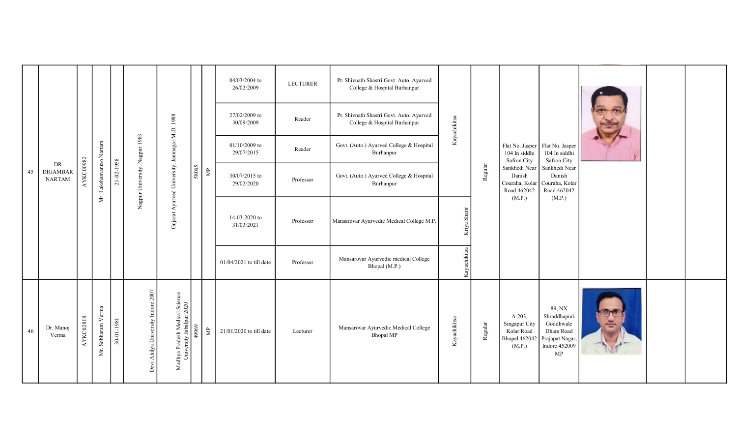| | | | | | | | | | | | | | | | | | | |
|---|---|---|---|---|---|---|---|---|---|---|---|---|---|---|---|---|---|---|
| 45 | DR DIGAMBAR NARTAM | AYKC00982 | Mr. Lakshamanrao Nartam | 21-02-1958 | Nagpur University, Nagpur 1983 | Gujarat Ayurved University, Jamnagar M.D. 1988 | 58065 | MP | 04/03/2004 to 26/02/2009 | LECTURER | Pt. Shivnath Shastri Govt. Auto. Ayurved College & Hospital Burhanpur | Kayachikitsa | Regular | Flat No. Jasper 104 In siddhi Safron City Sankhedi Near Danish Couraha, Kolar Road 462042 (M.P.) | Flat No. Jasper 104 In siddhi Safron City Sankhedi Near Danish Couraha, Kolar Road 462042 (M.P.) | | | |
| | | | | | | | | | 27/02/2009 to 30/09/2009 | Reader | Pt. Shivnath Shastri Govt. Auto. Ayurved College & Hospital Burhanpur | | | | | | | |
| | | | | | | | | | 01/10/2009 to 29/07/2015 | Reader | Govt. (Auto.) Ayurved College & Hospital Burhanpur | | | | | | | |
| | | | | | | | | | 30/07/2015 to 29/02/2020 | Professor | Govt. (Auto.) Ayurved College & Hospital Burhanpur | | | | | | | |
| | | | | | | | | | 14-03-2020 to 31/03/2021 | Professor | Mansarovar Ayurvedic Medical College M.P. | Kriya Sharir | | | | | | |
| | | | | | | | | | 01/04/2021 to till date | Professor | Mansarovar Ayurvedic medical College Bhopal (M.P.) | Kayachikitsa | | | | | | |
| 46 | Dr. Manoj Verma | AYKC02818 | Mr. Sobharam Verma | 30-01-1981 | Devi Ahilya University Indore 2007 | Madhya Pradesh Medical Science University Jabalpur 2020 | 49969 | MP | 21/01/2020 to till date | Lecturer | Mansarovar Ayurvedic Medical College Bhopal MP | Kayachikitsa | Regular | A-203, Singapur City Kolar Road Bhopal 462042 (M.P.) | 89, NX Shraddhapuri Goddhwale Dham Road Prajapat Nagar, Indore 452009 MP | | | |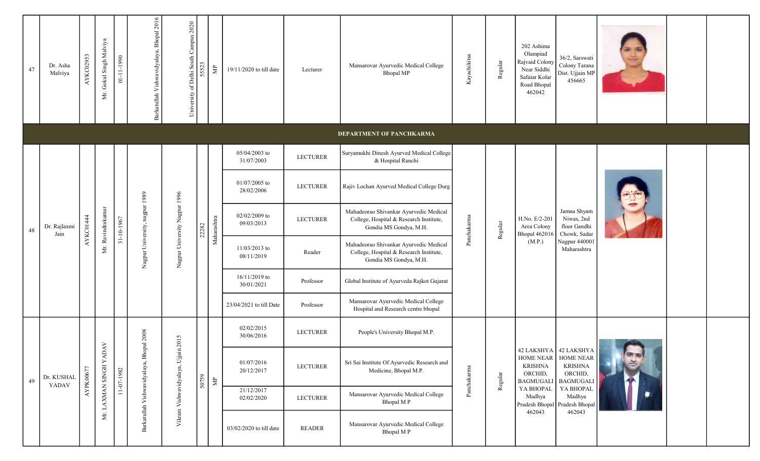| | | | | | | | | | | | | | | | | | | |
|---|---|---|---|---|---|---|---|---|---|---|---|---|---|---|---|---|---|---|
| 47 | Dr. Asha Malviya | AYKC02953 | Mr. Gokul Singh Malviya | 01-11-1990 | Barkatullah Vishwavidyalaya, Bhopal 2016 | University of Delhi South Campus 2020 | 55523 | MP | 19/11/2020 to till date | Lecturer | Mansarovar Ayurvedic Medical College Bhopal MP | Kayachikitsa | Regular | 202 Ashima Olampiad Rajvaid Colony Near Siddhi Safaiar Kolar Road Bhopal 462042 | 36/2, Sarswati Colony Tarana Dist. Ujjain MP 456665 | | | |
| **DEPARTMENT OF PANCHKARMA** | | | | | | | | | | | | | | | | | | |
| 48 | Dr. Rajlaxmi Jain | AYKC01444 | Mr. Ravindrakumar | 31-10-1967 | Nagpur University, nagpur 1989 | Nagpur University Nagpur 1996 | 22282 | Maharashtra | 05/04/2003 to 31/07/2003 | LECTURER | Suryamukhi Dinesh Ayurved Medical College & Hospital Ranchi | Panchakarma | Regular | H.No. E/2-201 Area Colony Bhopal 462016 (M.P.) | Jamna Shyam Niwas, 2nd floor Gandhi Chowk, Sadar Nagpur 440001 Maharashtra | | | |
| | | | | | | | | | 01/07/2005 to 28/02/2006 | LECTURER | Rajiv Lochan Ayurved Medical College Durg | | | | | | | |
| | | | | | | | | | 02/02/2009 to 09/03/2013 | LECTURER | Mahadeorao Shivankar Ayurvedic Medical College, Hospital & Research Institute, Gondia MS Gondya, M.H. | | | | | | | |
| | | | | | | | | | 11/03/2013 to 08/11/2019 | Reader | Mahadeorao Shivankar Ayurvedic Medical College, Hospital & Research Institute, Gondia MS Gondya, M.H. | | | | | | | |
| | | | | | | | | | 16/11/2019 to 30/01/2021 | Professor | Global Institute of Ayurveda Rajkot Gujarat | | | | | | | |
| | | | | | | | | | 23/04/2021 to till Date | Professor | Mansarovar Ayurvedic Medical College Hospital and Research centre bhopal | | | | | | | |
| 49 | Dr. KUSHAL YADAV | AYPK00677 | Mr. LAXMAN SINGH YADAV | 11-07-1982 | Barkatullah Vishwavidyalaya, Bhopal 2008 | Vikram Vishwavidyalaya, Ujjain 2015 | 50759 | MP | 02/02/2015 30/06/2016 | LECTURER | People's University Bhopal M.P. | Panchakarma | Regular | 42 LAKSHYA HOME NEAR KRISHNA ORCHID, BAGMUGALIYA BHOPAL Madhya Pradesh Bhopal 462043 | 42 LAKSHYA HOME NEAR KRISHNA ORCHID, BAGMUGALIYA BHOPAL Madhya Pradesh Bhopal 462043 | | | |
| | | | | | | | | | 01/07/2016 20/12/2017 | LECTURER | Sri Sai Institute Of Ayurvedic Research and Medicine, Bhopal M.P. | | | | | | | |
| | | | | | | | | | 21/12/2017 02/02/2020 | LECTURER | Mansarovar Ayurvedic Medical College Bhopal M P | | | | | | | |
| | | | | | | | | | 03/02/2020 to till date | READER | Mansarovar Ayurvedic Medical College Bhopal M P | | | | | | | |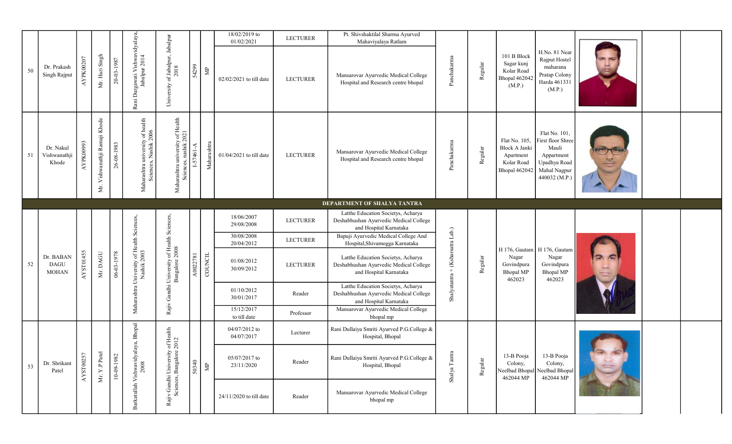| 50 | Dr. Prakash Singh Rajput | AYPK00207 | Mr. Hari Singh | 20-03-1987 | Rani Durgawati Vishwavidyalaya, Jabalpur 2014 | University of Jabalpur, Jabalpur 2018 | 54299 | MP | 18/02/2019 to 01/02/2021 | LECTURER | Pt. Shivshaktilal Sharma Ayurved Mahaviyalaya Ratlam | Panchakarma | Regular | 101 B Block Sagar kunj Kolar Road Bhopal 462042 (M.P.) | H.No. 81 Near Rajput Hostel maharana Pratap Colony Harda 461331 (M.P.) | | | |
|---|---|---|---|---|---|---|---|---|---|---|---|---|---|---|---|---|---|---|
| | | | | | | | | | 02/02/2021 to till date | LECTURER | Mansarovar Ayurvedic Medical College Hospital and Research centre bhopal | | | | | | | |
| 51 | Dr. Nakul Vishwanathji Khode | AYPK00993 | Mr. Vishwanathji Ramaji Khode | 26-08-1983 | Maharashtra university of health Sciences, Nashik 2006 | Maharashtra university of Health Sciences, nashik 2021 | I-57461-A | Maharashtra | 01/04/2021 to till date | LECTURER | Mansarovar Ayurvedic Medical College Hospital and Research centre bhopal | Panchakarma | Regular | Flat No. 105, Block A Janki Apartment Kolar Road Bhopal 462042 | Flat No. 101, First floor Shree Mauli Appartment Upadhya Road Mahal Nagpur 440032 (M.P.) | | | |
| | | | | | | | | | | | DEPARTMENT OF SHALYA TANTRA | | | | | | | |
| 52 | Dr. BABAN DAGU MOHAN | AYST01455 | Mr. DAGU | 06-03-1978 | Maharashtra University of Health Sciences, Nashik 2003 | Rajiv Gandhi University of Health Sciences, Bangalore 2008 | A002781 | COUNCIL | 18/06/2007 29/08/2008 | LECTURER | Latthe Education Societys, Acharya Deshabhushan Ayurvedic Medical College and Hospital Karnataka | Shalyatantra + (Ksharsutra Lab.) | Regular | H 176, Gautam Nagar Govindpura Bhopal MP 462023 | H 176, Gautam Nagar Govindpura Bhopal MP 462023 | | | |
| | | | | | | | | | 30/08/2008 20/04/2012 | LECTURER | Bapuji Ayurvedic Medical College And Hospital,Shivamogga Karnataka | | | | | | | |
| | | | | | | | | | 01/08/2012 30/09/2012 | LECTURER | Latthe Education Societys, Acharya Deshabhushan Ayurvedic Medical College and Hospital Karnataka | | | | | | | |
| | | | | | | | | | 01/10/2012 30/01/2017 | Reader | Latthe Education Societys, Acharya Deshabhushan Ayurvedic Medical College and Hospital Karnataka | | | | | | | |
| | | | | | | | | | 15/12/2017 to till date | Professor | Mansarovar Ayurvedic Medical College bhopal mp | | | | | | | |
| 53 | Dr. Shrikant Patel | AYST00257 | Mr. Y.P Patel | 10-09-1982 | Barkatullah Vishwavidyalaya, Bhopal 2008 | Rajiv Gandhi University of Health Sciences, Bangalore 2012 | 50340 | MP | 04/07/2012 to 04/07/2017 | Lecturer | Rani Dullaiya Smriti Ayurved P.G.College & Hospital, Bhopal | Shalya Tantra | Regular | 13-B Pooja Colony, Neelbad Bhopal 462044 MP | 13-B Pooja Colony, Neelbad Bhopal 462044 MP | | | |
| | | | | | | | | | 05/07/2017 to 23/11/2020 | Reader | Rani Dullaiya Smriti Ayurved P.G.College & Hospital, Bhopal | | | | | | | |
| | | | | | | | | | 24/11/2020 to till date | Reader | Mansarovar Ayurvedic Medical College bhopal mp | | | | | | | |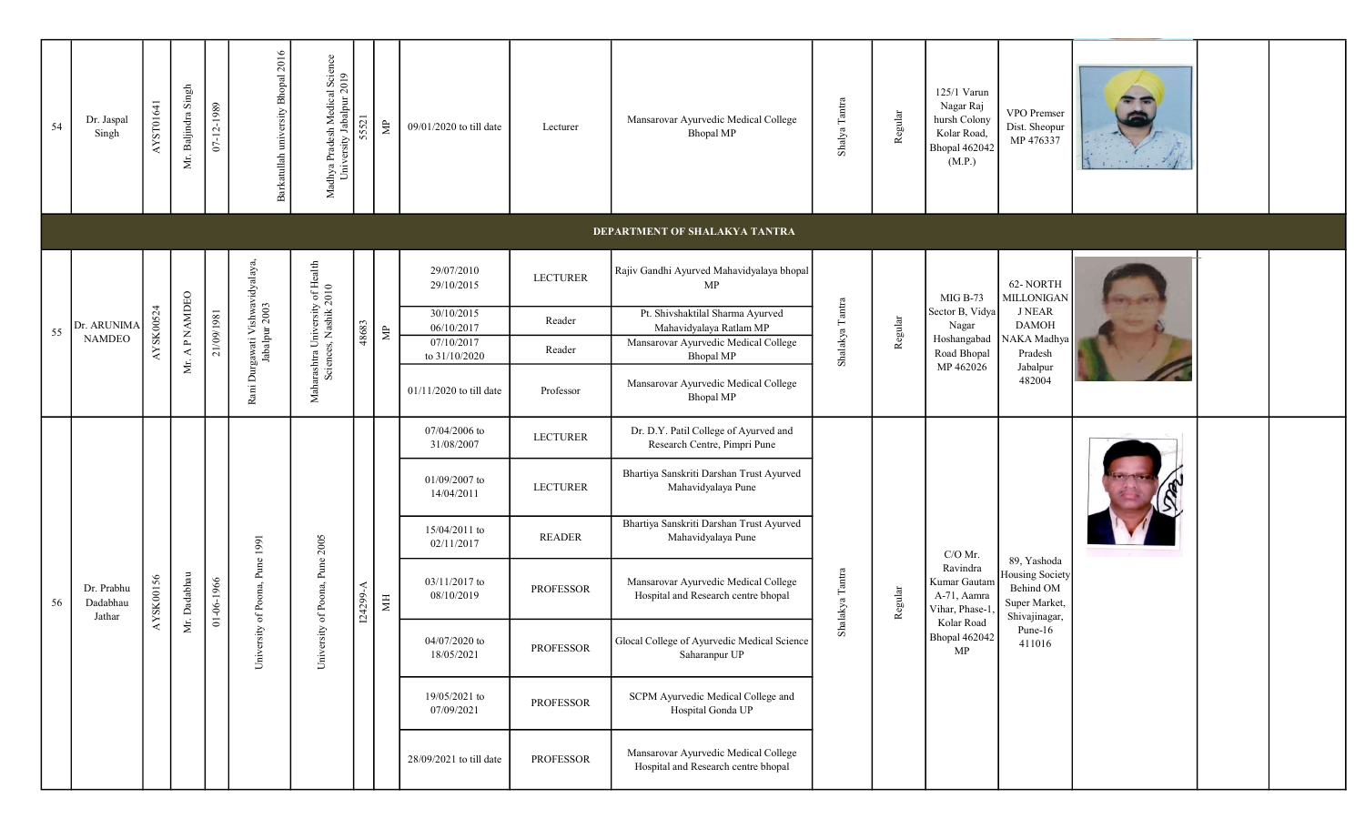| 54 | Dr. Jaspal Singh | AYST01641 | Mr. Baljindra Singh | 07-12-1989 | Barkatullah university Bhopal 2016 | Madhya Pradesh Medical Science University Jabalpur 2019 | 55521 | MP | 09/01/2020 to till date | Lecturer | Mansarovar Ayurvedic Medical College Bhopal MP | Shalya Tantra | Regular | 125/1 Varun Nagar Raj hursh Colony Kolar Road, Bhopal 462042 (M.P.) | VPO Premser Dist. Sheopur MP 476337 | | | |
|---|---|---|---|---|---|---|---|---|---|---|---|---|---|---|---|---|---|---|
| **DEPARTMENT OF SHALAKYA TANTRA** | | | | | | | | | | | | | | | | | | |
| 55 | Dr. ARUNIMA NAMDEO | AYSK00524 | Mr. A P NAMDEO | 21/09/1981 | Rani Durgawati Vishwavidyalaya, Jabalpur 2003 | Maharashtra University of Health Sciences, Nashik 2010 | 48683 | MP | 29/07/2010 29/10/2015 | LECTURER | Rajiv Gandhi Ayurved Mahavidyalaya bhopal MP | Shalakya Tantra | Regular | MIG B-73 Sector B, Vidya Nagar Hoshangabad Road Bhopal MP 462026 | 62- NORTH MILLONIGANJ NEAR DAMOH NAKA Madhya Pradesh Jabalpur 482004 | | | |
| | | | | | | | | | 30/10/2015 06/10/2017 | Reader | Pt. Shivshaktilal Sharma Ayurved Mahavidyalaya Ratlam MP | | | | | | | |
| | | | | | | | | | 07/10/2017 to 31/10/2020 | Reader | Mansarovar Ayurvedic Medical College Bhopal MP | | | | | | | |
| | | | | | | | | | 01/11/2020 to till date | Professor | Mansarovar Ayurvedic Medical College Bhopal MP | | | | | | | |
| 56 | Dr. Prabhu Dadabhau Jathar | AYSK00156 | Mr. Dadabhau | 01-06-1966 | University of Poona, Pune 1991 | University of Poona, Pune 2005 | I24299-A | MH | 07/04/2006 to 31/08/2007 | LECTURER | Dr. D.Y. Patil College of Ayurved and Research Centre, Pimpri Pune | Shalakya Tantra | Regular | C/O Mr. Ravindra Kumar Gautam A-71, Aamra Vihar, Phase-1, Kolar Road Bhopal 462042 MP | 89, Yashoda Housing Society Behind OM Super Market, Shivajinagar, Pune-16 411016 | | | |
| | | | | | | | | | 01/09/2007 to 14/04/2011 | LECTURER | Bhartiya Sanskriti Darshan Trust Ayurved Mahavidyalaya Pune | | | | | | | |
| | | | | | | | | | 15/04/2011 to 02/11/2017 | READER | Bhartiya Sanskriti Darshan Trust Ayurved Mahavidyalaya Pune | | | | | | | |
| | | | | | | | | | 03/11/2017 to 08/10/2019 | PROFESSOR | Mansarovar Ayurvedic Medical College Hospital and Research centre bhopal | | | | | | | |
| | | | | | | | | | 04/07/2020 to 18/05/2021 | PROFESSOR | Glocal College of Ayurvedic Medical Science Saharanpur UP | | | | | | | |
| | | | | | | | | | 19/05/2021 to 07/09/2021 | PROFESSOR | SCPM Ayurvedic Medical College and Hospital Gonda UP | | | | | | | |
| | | | | | | | | | 28/09/2021 to till date | PROFESSOR | Mansarovar Ayurvedic Medical College Hospital and Research centre bhopal | | | | | | | |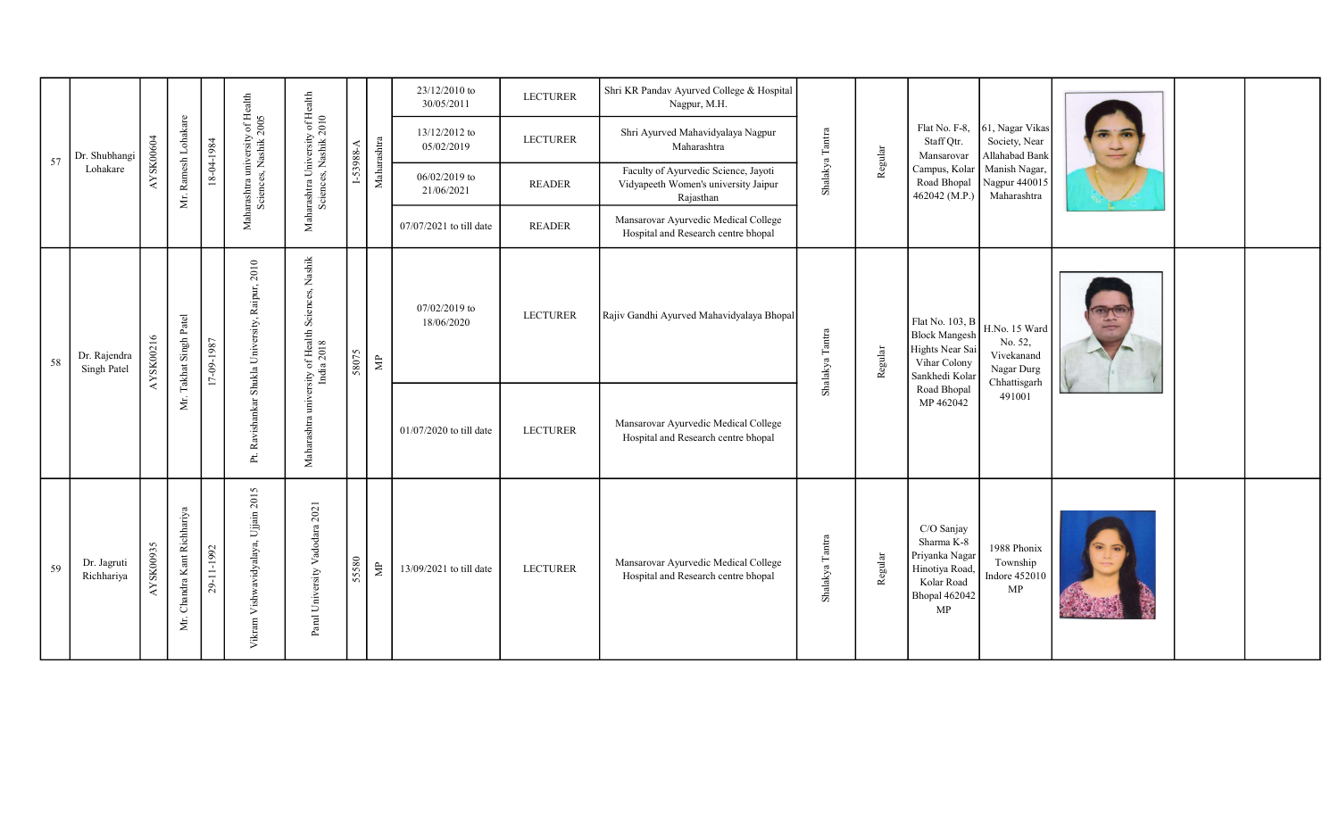| | | | | | | | | | | | | | | | | | | |
|---|---|---|---|---|---|---|---|---|---|---|---|---|---|---|---|---|---|---|
| 57 | Dr. Shubhangi Lohakare | AYSK00604 | Mr. Ramesh Lohakare | 18-04-1984 | Maharashtra university of Health Sciences, Nashik 2005 | Maharashtra University of Health Sciences, Nashik 2010 | I-53988-A | Maharashtra | 23/12/2010 to 30/05/2011 | LECTURER | Shri KR Pandav Ayurved College & Hospital Nagpur, M.H. | Shalakya Tantra | Regular | Flat No. F-8, Staff Qtr. Mansarovar Campus, Kolar Road Bhopal 462042 (M.P.) | 61, Nagar Vikas Society, Near Allahabad Bank Manish Nagar, Nagpur 440015 Maharashtra | | | |
| | | | | | | | | | 13/12/2012 to 05/02/2019 | LECTURER | Shri Ayurved Mahavidyalaya Nagpur Maharashtra | | | | | | | |
| | | | | | | | | | 06/02/2019 to 21/06/2021 | READER | Faculty of Ayurvedic Science, Jayoti Vidyapeeth Women's university Jaipur Rajasthan | | | | | | | |
| | | | | | | | | | 07/07/2021 to till date | READER | Mansarovar Ayurvedic Medical College Hospital and Research centre bhopal | | | | | | | |
| 58 | Dr. Rajendra Singh Patel | AYSK00216 | Mr. Takhat Singh Patel | 17-09-1987 | Pt. Ravishankar Shukla University, Raipur, 2010 | Maharashtra university of Health Sciences, Nashik India 2018 | 58075 | MP | 07/02/2019 to 18/06/2020 | LECTURER | Rajiv Gandhi Ayurved Mahavidyalaya Bhopal | Shalakya Tantra | Regular | Flat No. 103, B Block Mangesh Hights Near Sai Vihar Colony Sankhedi Kolar Road Bhopal MP 462042 | H.No. 15 Ward No. 52, Vivekanand Nagar Durg Chhattisgarh 491001 | | | |
| | | | | | | | | | 01/07/2020 to till date | LECTURER | Mansarovar Ayurvedic Medical College Hospital and Research centre bhopal | | | | | | | |
| 59 | Dr. Jagruti Richhariya | AYSK00935 | Mr. Chandra Kant Richhariya | 29-11-1992 | Vikram Vishwavidyalaya, Ujjain 2015 | Parul University Vadodara 2021 | 55580 | MP | 13/09/2021 to till date | LECTURER | Mansarovar Ayurvedic Medical College Hospital and Research centre bhopal | Shalakya Tantra | Regular | C/O Sanjay Sharma K-8 Priyanka Nagar Hinotiya Road, Kolar Road Bhopal 462042 MP | 1988 Phonix Township Indore 452010 MP | | | |